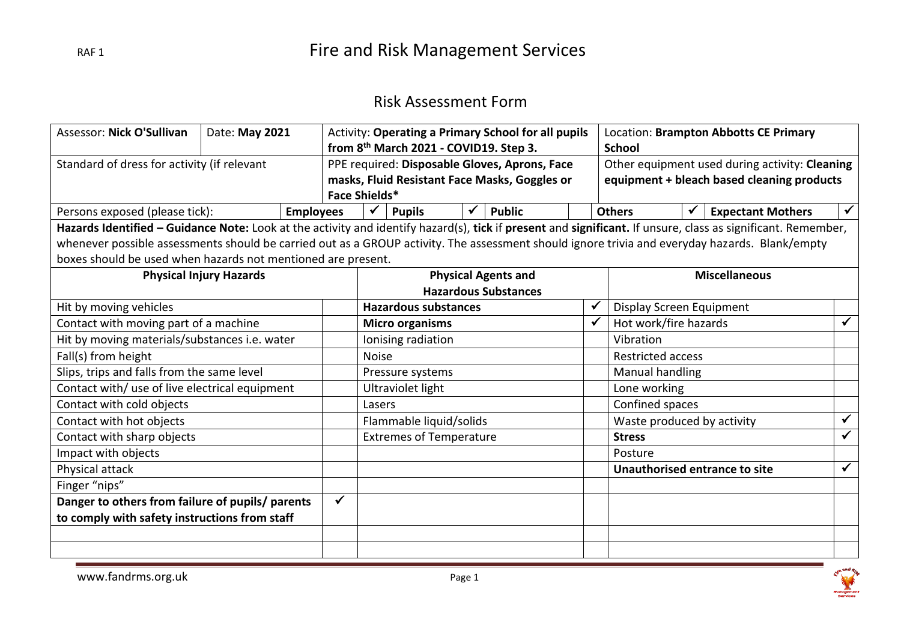RAF 1

# Fire and Risk Management Services

## Risk Assessment Form

| Assessor: **Nick O'Sullivan** | Date: **May 2021** | Activity: **Operating a Primary School for all pupils from 8th March 2021 - COVID19. Step 3.** | Location: **Brampton Abbotts CE Primary School** |
|---|---|---|---|
| Standard of dress for activity (if relevant | | PPE required: **Disposable Gloves, Aprons, Face masks, Fluid Resistant Face Masks, Goggles or Face Shields*** | Other equipment used during activity: **Cleaning equipment + bleach based cleaning products** |

| Persons exposed (please tick): | Employees | ✓ | Pupils | ✓ | Public | | Others | ✓ | Expectant Mothers | ✓ |
|---|---|---|---|---|---|---|---|---|---|---|

**Hazards Identified – Guidance Note:** Look at the activity and identify hazard(s), **tick** if **present** and **significant.** If unsure, class as significant. Remember, whenever possible assessments should be carried out as a GROUP activity. The assessment should ignore trivia and everyday hazards. Blank/empty boxes should be used when hazards not mentioned are present.

| Physical Injury Hazards | | Physical Agents and Hazardous Substances | | Miscellaneous | |
|---|---|---|---|---|---|
| Hit by moving vehicles | | **Hazardous substances** | ✓ | Display Screen Equipment | |
| Contact with moving part of a machine | | **Micro organisms** | ✓ | Hot work/fire hazards | ✓ |
| Hit by moving materials/substances i.e. water | | Ionising radiation | | Vibration | |
| Fall(s) from height | | Noise | | Restricted access | |
| Slips, trips and falls from the same level | | Pressure systems | | Manual handling | |
| Contact with/ use of live electrical equipment | | Ultraviolet light | | Lone working | |
| Contact with cold objects | | Lasers | | Confined spaces | |
| Contact with hot objects | | Flammable liquid/solids | | Waste produced by activity | ✓ |
| Contact with sharp objects | | Extremes of Temperature | | **Stress** | ✓ |
| Impact with objects | | | | Posture | |
| Physical attack | | | | **Unauthorised entrance to site** | ✓ |
| Finger "nips" | | | | | |
| **Danger to others from failure of pupils/ parents to comply with safety instructions from staff** | ✓ | | | | |
| | | | | | |
| | | | | | |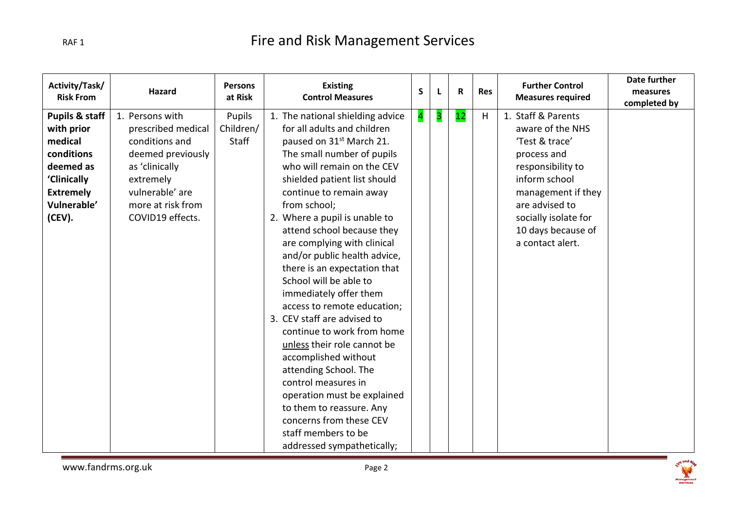# Fire and Risk Management Services

| Activity/Task/ Risk From | Hazard | Persons at Risk | Existing Control Measures | S | L | R | Res | Further Control Measures required | Date further measures completed by |
|---|---|---|---|---|---|---|---|---|---|
| **Pupils & staff with prior medical conditions deemed as 'Clinically Extremely Vulnerable' (CEV).** | 1. Persons with prescribed medical conditions and deemed previously as 'clinically extremely vulnerable' are more at risk from COVID19 effects. | Pupils Children/ Staff | 1. The national shielding advice for all adults and children paused on 31st March 21. The small number of pupils who will remain on the CEV shielded patient list should continue to remain away from school;<br>2. Where a pupil is unable to attend school because they are complying with clinical and/or public health advice, there is an expectation that School will be able to immediately offer them access to remote education;<br>3. CEV staff are advised to continue to work from home unless their role cannot be accomplished without attending School. The control measures in operation must be explained to them to reassure. Any concerns from these CEV staff members to be addressed sympathetically; | 4 | 3 | 12 | H | 1. Staff & Parents aware of the NHS 'Test & trace' process and responsibility to inform school management if they are advised to socially isolate for 10 days because of a contact alert. | |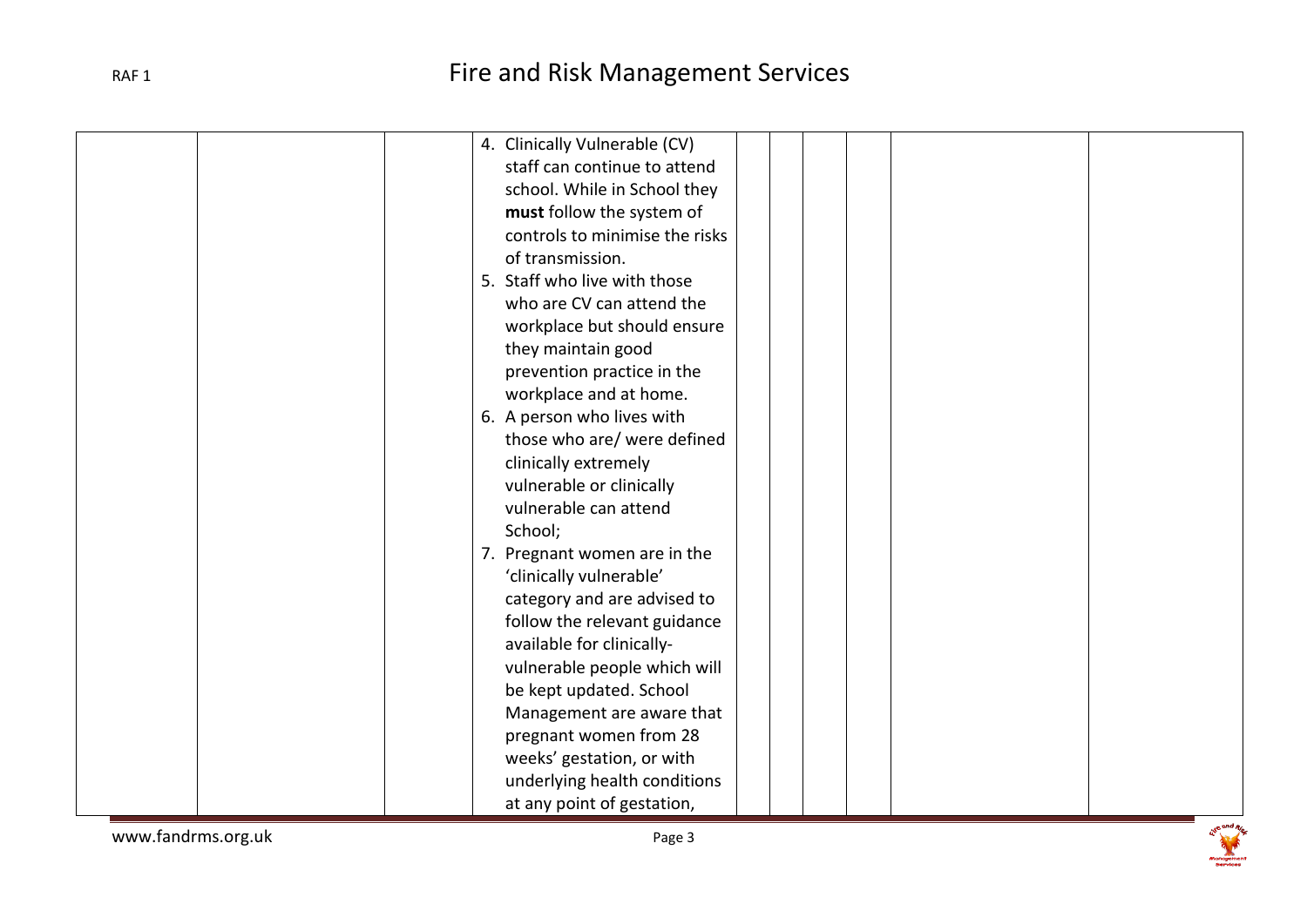|  |  |  | 4. Clinically Vulnerable (CV) staff can continue to attend school. While in School they **must** follow the system of controls to minimise the risks of transmission.<br>5. Staff who live with those who are CV can attend the workplace but should ensure they maintain good prevention practice in the workplace and at home.<br>6. A person who lives with those who are/ were defined clinically extremely vulnerable or clinically vulnerable can attend School;<br>7. Pregnant women are in the 'clinically vulnerable' category and are advised to follow the relevant guidance available for clinically-vulnerable people which will be kept updated. School Management are aware that pregnant women from 28 weeks' gestation, or with underlying health conditions at any point of gestation, |  |  |  |  |  |  |
|---|---|---|---|---|---|---|---|---|---|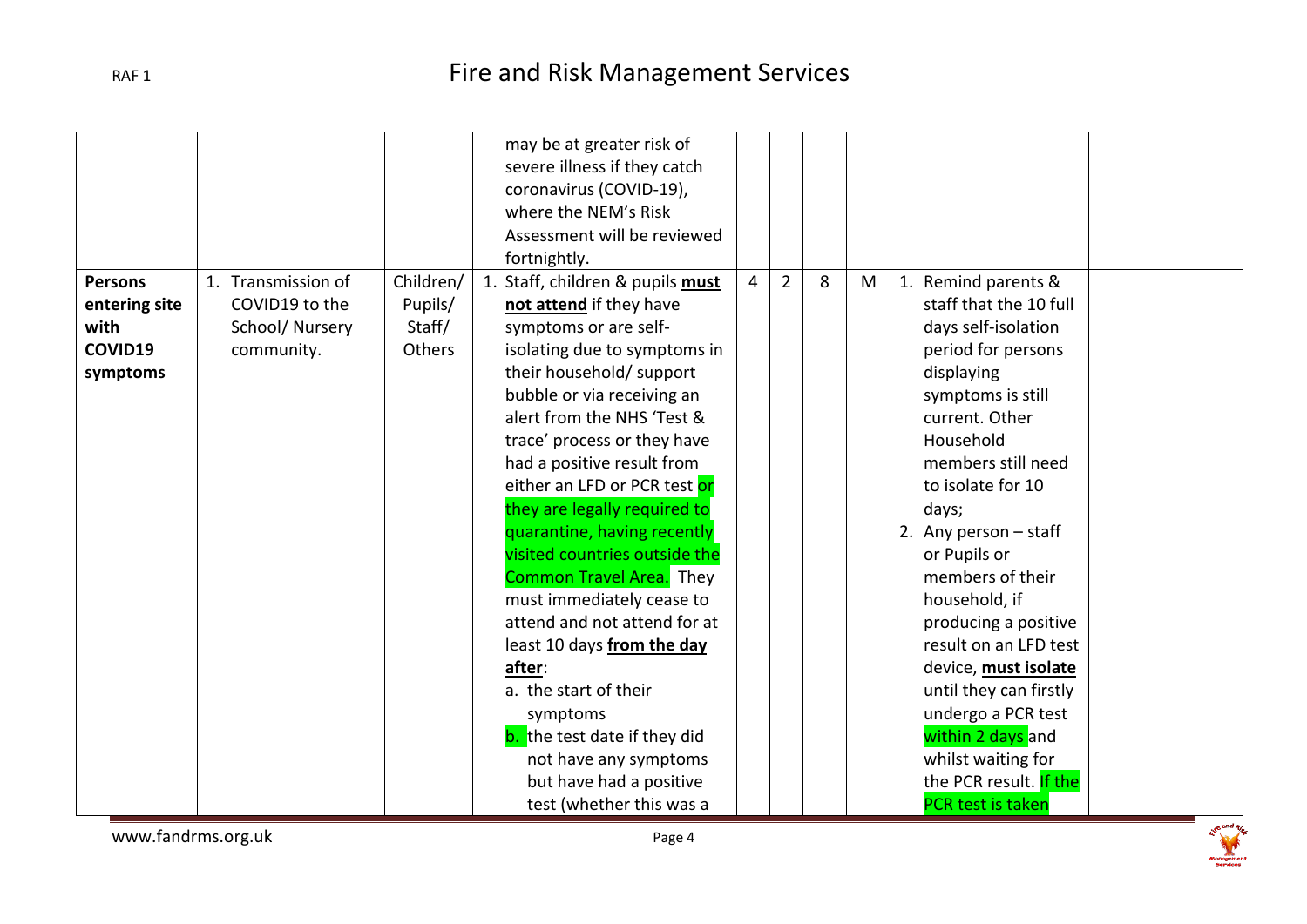| | | | may be at greater risk of severe illness if they catch coronavirus (COVID-19), where the NEM's Risk Assessment will be reviewed fortnightly. | | | | | | |
|---|---|---|---|---|---|---|---|---|---|
| **Persons entering site with COVID19 symptoms** | 1. Transmission of COVID19 to the School/ Nursery community. | Children/ Pupils/ Staff/ Others | 1. Staff, children & pupils **must not attend** if they have symptoms or are self-isolating due to symptoms in their household/ support bubble or via receiving an alert from the NHS 'Test & trace' process or they have had a positive result from either an LFD or PCR test or they are legally required to quarantine, having recently visited countries outside the Common Travel Area. They must immediately cease to attend and not attend for at least 10 days **from the day after**:<br>a. the start of their symptoms<br>b. the test date if they did not have any symptoms but have had a positive test (whether this was a | 4 | 2 | 8 | M | 1. Remind parents & staff that the 10 full days self-isolation period for persons displaying symptoms is still current. Other Household members still need to isolate for 10 days;<br>2. Any person – staff or Pupils or members of their household, if producing a positive result on an LFD test device, **must isolate** until they can firstly undergo a PCR test within 2 days and whilst waiting for the PCR result. If the PCR test is taken | |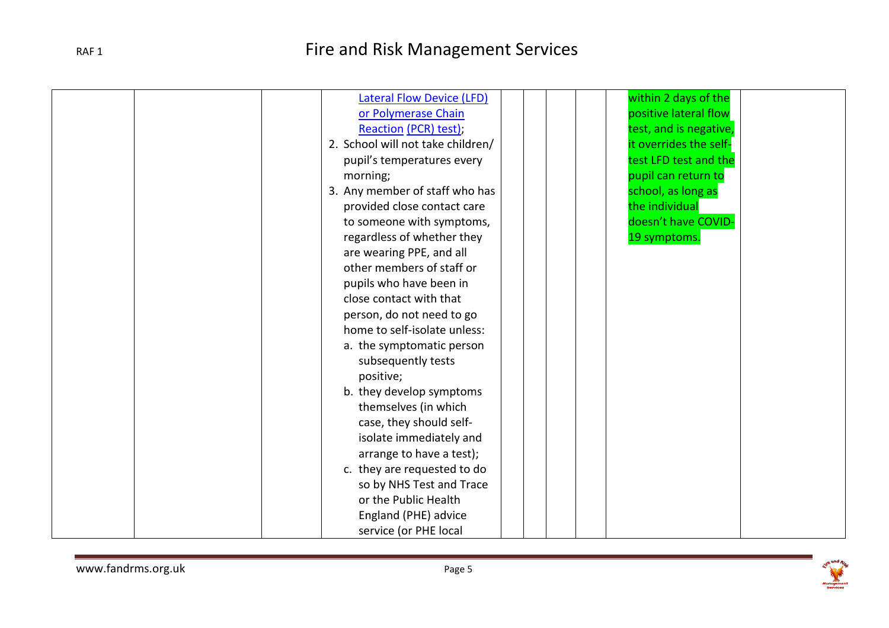|  |  |  |  |  |  |  |  |  |
|---|---|---|---|---|---|---|---|---|
|  |  |  | Lateral Flow Device (LFD) or Polymerase Chain Reaction (PCR) test);<br>2. School will not take children/ pupil's temperatures every morning;<br>3. Any member of staff who has provided close contact care to someone with symptoms, regardless of whether they are wearing PPE, and all other members of staff or pupils who have been in close contact with that person, do not need to go home to self-isolate unless:<br>a. the symptomatic person subsequently tests positive;<br>b. they develop symptoms themselves (in which case, they should self-isolate immediately and arrange to have a test);<br>c. they are requested to do so by NHS Test and Trace or the Public Health England (PHE) advice service (or PHE local |  |  |  | within 2 days of the positive lateral flow test, and is negative, it overrides the self-test LFD test and the pupil can return to school, as long as the individual doesn't have COVID-19 symptoms. |  |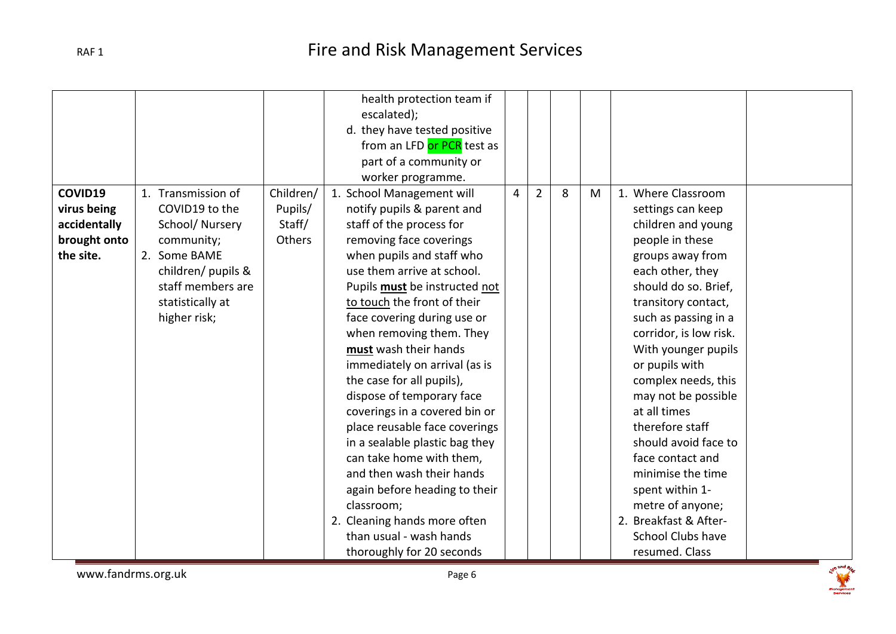| | | | | | | | | | |
|---|---|---|---|---|---|---|---|---|---|
| | | | health protection team if escalated);<br>d. they have tested positive from an LFD or PCR test as part of a community or worker programme. | | | | | | |
| **COVID19 virus being accidentally brought onto the site.** | 1. Transmission of COVID19 to the School/ Nursery community;<br>2. Some BAME children/ pupils & staff members are statistically at higher risk; | Children/ Pupils/ Staff/ Others | 1. School Management will notify pupils & parent and staff of the process for removing face coverings when pupils and staff who use them arrive at school. Pupils **must** be instructed not to touch the front of their face covering during use or when removing them. They **must** wash their hands immediately on arrival (as is the case for all pupils), dispose of temporary face coverings in a covered bin or place reusable face coverings in a sealable plastic bag they can take home with them, and then wash their hands again before heading to their classroom;<br>2. Cleaning hands more often than usual - wash hands thoroughly for 20 seconds | 4 | 2 | 8 | M | 1. Where Classroom settings can keep children and young people in these groups away from each other, they should do so. Brief, transitory contact, such as passing in a corridor, is low risk. With younger pupils or pupils with complex needs, this may not be possible at all times therefore staff should avoid face to face contact and minimise the time spent within 1-metre of anyone;<br>2. Breakfast & After-School Clubs have resumed. Class | |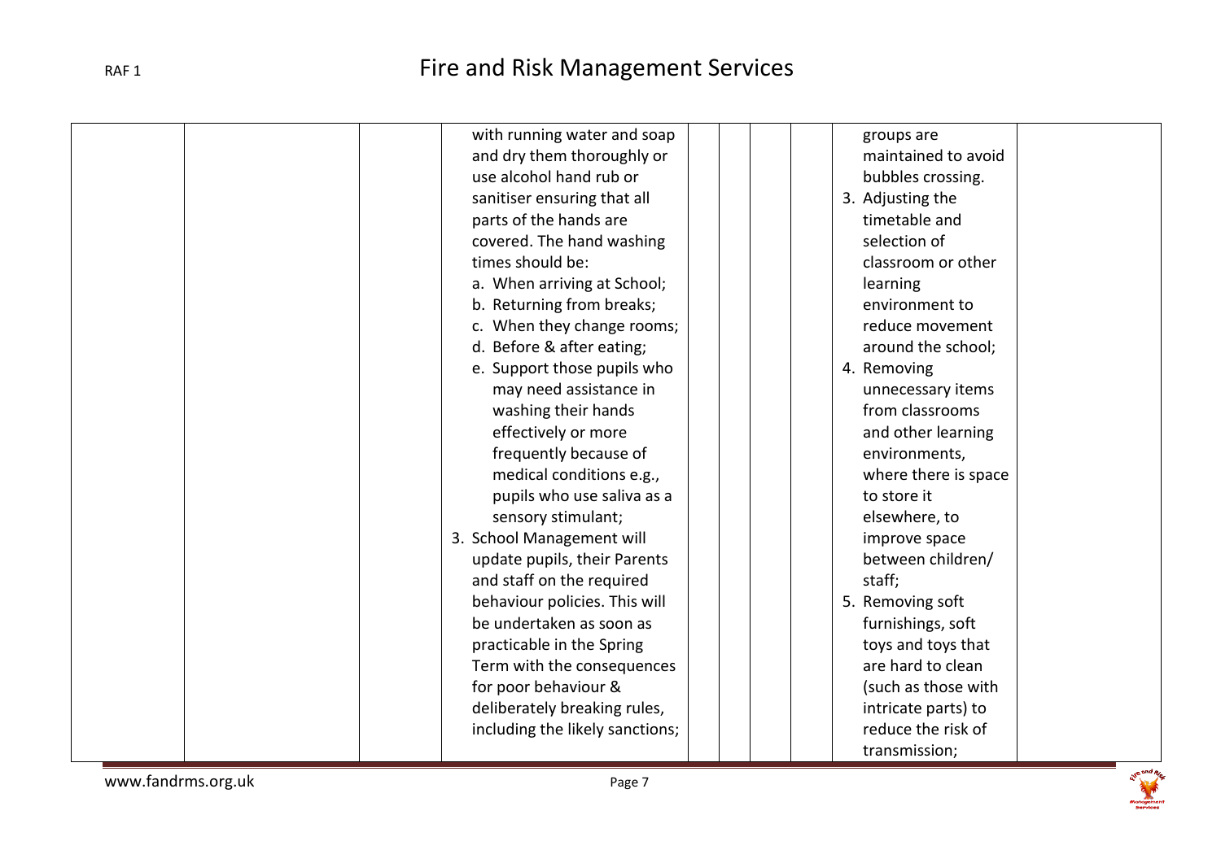| | | | | | | | | |
|---|---|---|---|---|---|---|---|---|
| | | | with running water and soap and dry them thoroughly or use alcohol hand rub or sanitiser ensuring that all parts of the hands are covered. The hand washing times should be:<br>a. When arriving at School;<br>b. Returning from breaks;<br>c. When they change rooms;<br>d. Before & after eating;<br>e. Support those pupils who may need assistance in washing their hands effectively or more frequently because of medical conditions e.g., pupils who use saliva as a sensory stimulant;<br>3. School Management will update pupils, their Parents and staff on the required behaviour policies. This will be undertaken as soon as practicable in the Spring Term with the consequences for poor behaviour & deliberately breaking rules, including the likely sanctions; | | | | groups are maintained to avoid bubbles crossing.<br>3. Adjusting the timetable and selection of classroom or other learning environment to reduce movement around the school;<br>4. Removing unnecessary items from classrooms and other learning environments, where there is space to store it elsewhere, to improve space between children/ staff;<br>5. Removing soft furnishings, soft toys and toys that are hard to clean (such as those with intricate parts) to reduce the risk of transmission; | |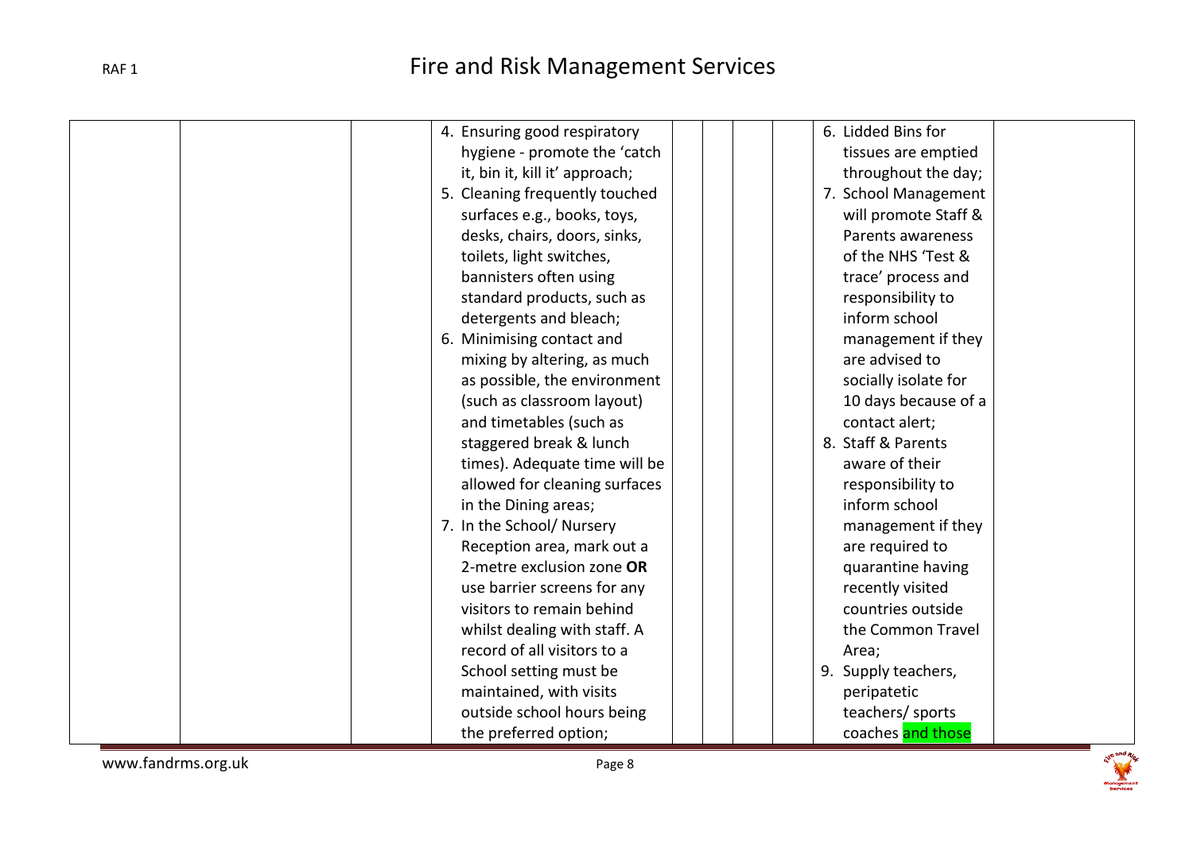| | | | | | | | | | |
|---|---|---|---|---|---|---|---|---|---|
| | | | 4. Ensuring good respiratory hygiene - promote the 'catch it, bin it, kill it' approach;<br>5. Cleaning frequently touched surfaces e.g., books, toys, desks, chairs, doors, sinks, toilets, light switches, bannisters often using standard products, such as detergents and bleach;<br>6. Minimising contact and mixing by altering, as much as possible, the environment (such as classroom layout) and timetables (such as staggered break & lunch times). Adequate time will be allowed for cleaning surfaces in the Dining areas;<br>7. In the School/ Nursery Reception area, mark out a 2-metre exclusion zone **OR** use barrier screens for any visitors to remain behind whilst dealing with staff. A record of all visitors to a School setting must be maintained, with visits outside school hours being the preferred option; | | | | | 6. Lidded Bins for tissues are emptied throughout the day;<br>7. School Management will promote Staff & Parents awareness of the NHS 'Test & trace' process and responsibility to inform school management if they are advised to socially isolate for 10 days because of a contact alert;<br>8. Staff & Parents aware of their responsibility to inform school management if they are required to quarantine having recently visited countries outside the Common Travel Area;<br>9. Supply teachers, peripatetic teachers/ sports coaches and those | |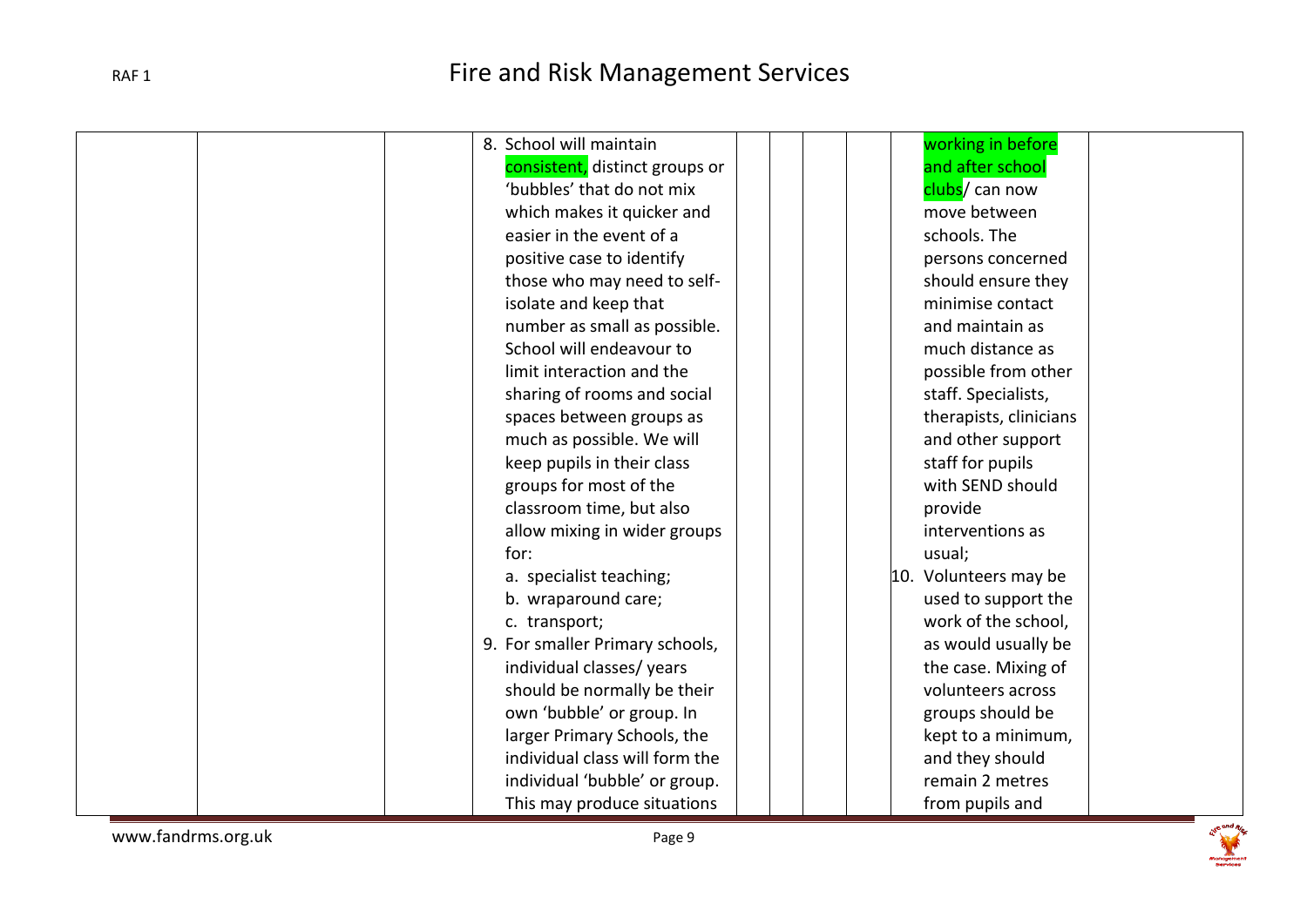| | | | | | | | |
|---|---|---|---|---|---|---|---|
| | | 8. School will maintain consistent, distinct groups or 'bubbles' that do not mix which makes it quicker and easier in the event of a positive case to identify those who may need to self-isolate and keep that number as small as possible. School will endeavour to limit interaction and the sharing of rooms and social spaces between groups as much as possible. We will keep pupils in their class groups for most of the classroom time, but also allow mixing in wider groups for: <br> a. specialist teaching; <br> b. wraparound care; <br> c. transport; <br> 9. For smaller Primary schools, individual classes/ years should be normally be their own 'bubble' or group. In larger Primary Schools, the individual class will form the individual 'bubble' or group. This may produce situations | | | | working in before and after school clubs/ can now move between schools. The persons concerned should ensure they minimise contact and maintain as much distance as possible from other staff. Specialists, therapists, clinicians and other support staff for pupils with SEND should provide interventions as usual; <br> 10. Volunteers may be used to support the work of the school, as would usually be the case. Mixing of volunteers across groups should be kept to a minimum, and they should remain 2 metres from pupils and | |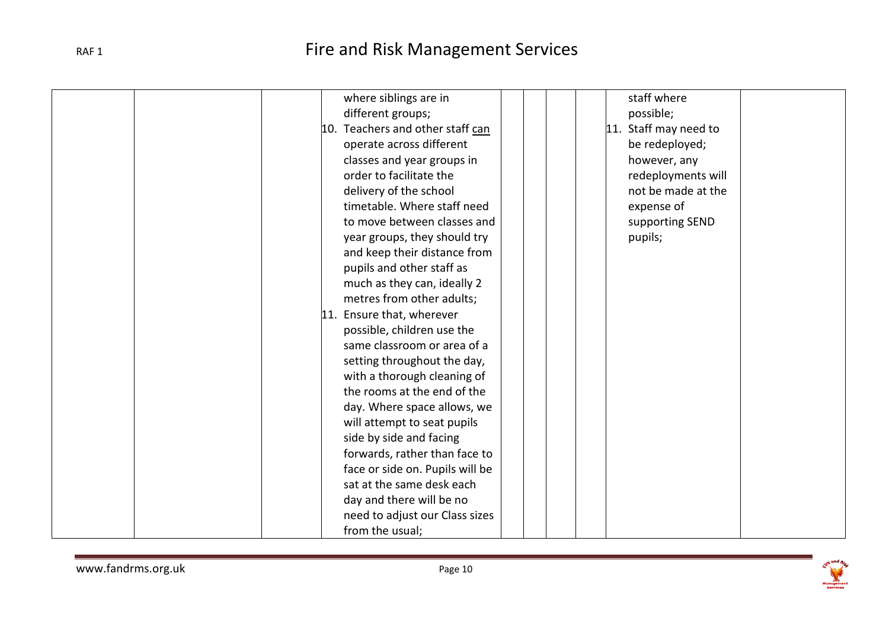|  |  |  |  |  |  |  |  |
|---|---|---|---|---|---|---|---|
|  |  | where siblings are in different groups;<br>10. Teachers and other staff <u>can</u> operate across different classes and year groups in order to facilitate the delivery of the school timetable. Where staff need to move between classes and year groups, they should try and keep their distance from pupils and other staff as much as they can, ideally 2 metres from other adults;<br>11. Ensure that, wherever possible, children use the same classroom or area of a setting throughout the day, with a thorough cleaning of the rooms at the end of the day. Where space allows, we will attempt to seat pupils side by side and facing forwards, rather than face to face or side on. Pupils will be sat at the same desk each day and there will be no need to adjust our Class sizes from the usual; |  |  |  | staff where possible;<br>11. Staff may need to be redeployed; however, any redeployments will not be made at the expense of supporting SEND pupils; |  |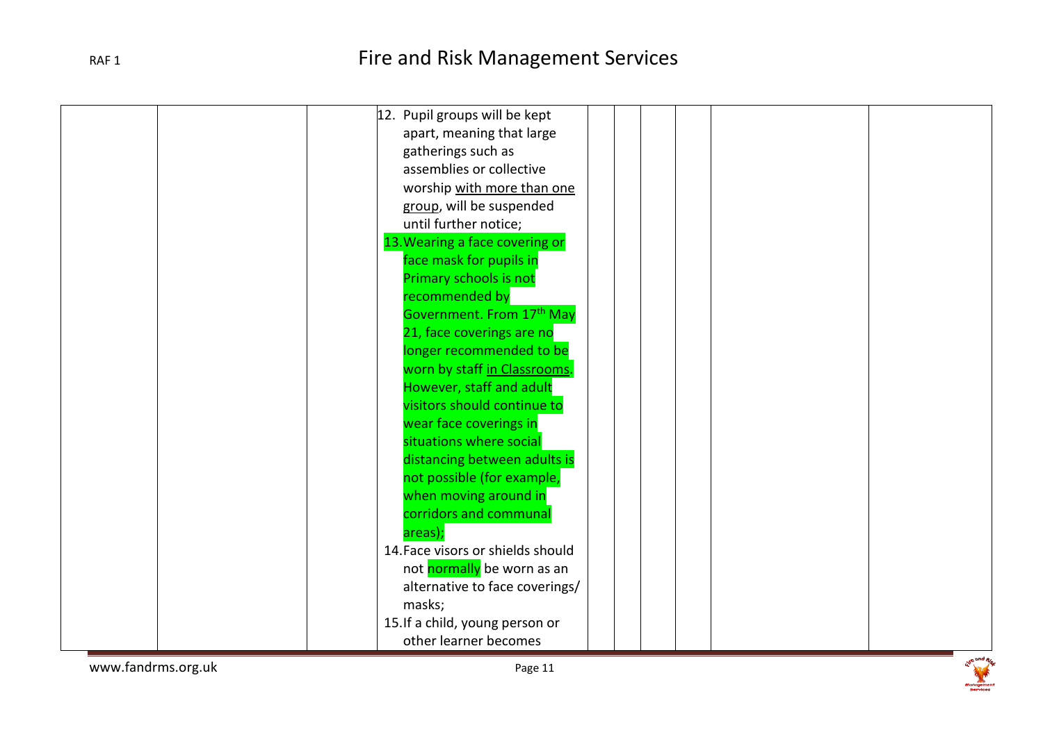|  |  |  | 12. Pupil groups will be kept apart, meaning that large gatherings such as assemblies or collective worship <u>with more than one group</u>, will be suspended until further notice;<br>13. Wearing a face covering or face mask for pupils in Primary schools is not recommended by Government. From 17th May 21, face coverings are no longer recommended to be worn by staff <u>in Classrooms</u>. However, staff and adult visitors should continue to wear face coverings in situations where social distancing between adults is not possible (for example, when moving around in corridors and communal areas);<br>14. Face visors or shields should not normally be worn as an alternative to face coverings/ masks;<br>15. If a child, young person or other learner becomes |  |  |  |  |  |  |
|---|---|---|---|---|---|---|---|---|---|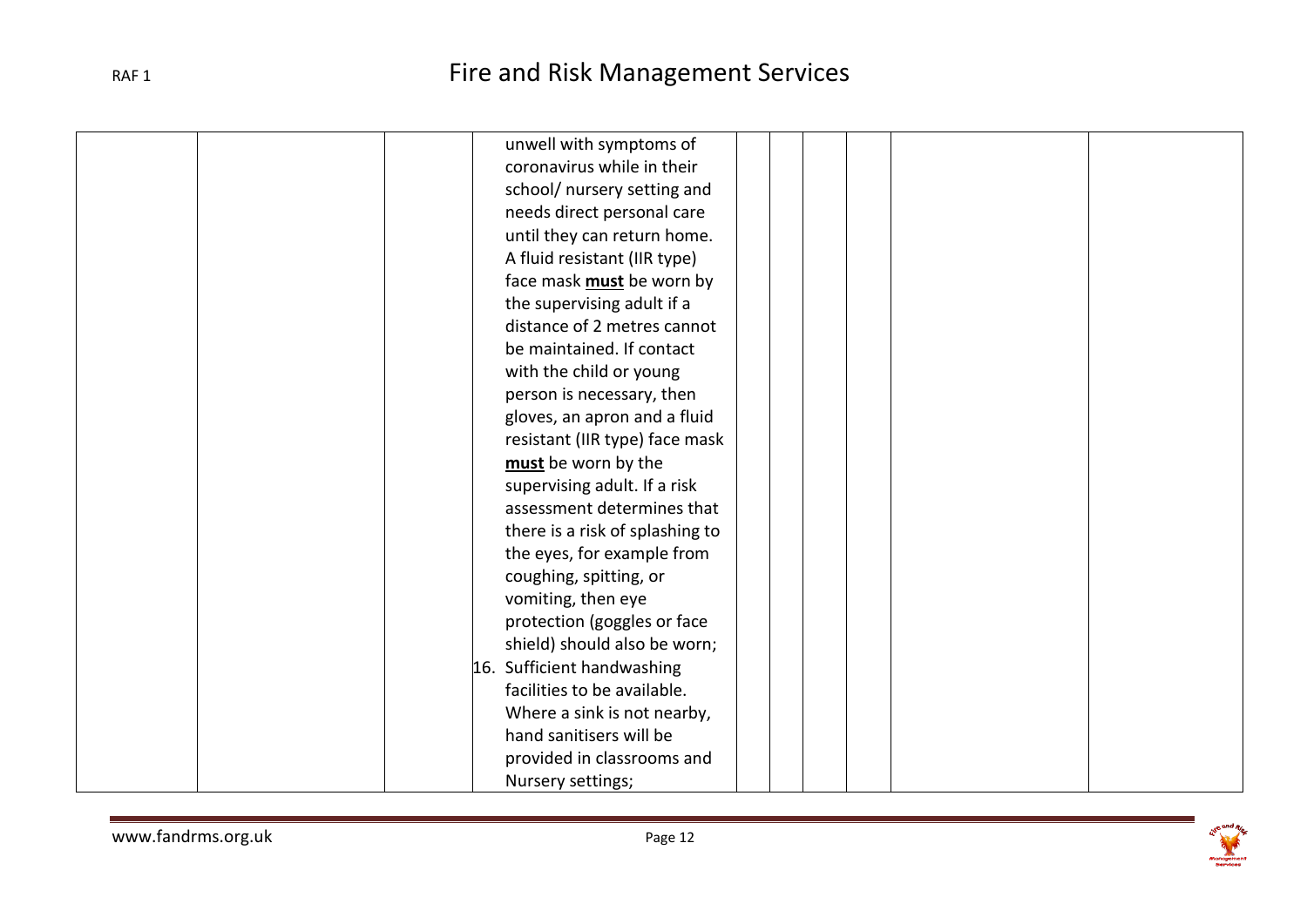|  |  |  | unwell with symptoms of coronavirus while in their school/ nursery setting and needs direct personal care until they can return home. A fluid resistant (IIR type) face mask **must** be worn by the supervising adult if a distance of 2 metres cannot be maintained. If contact with the child or young person is necessary, then gloves, an apron and a fluid resistant (IIR type) face mask **must** be worn by the supervising adult. If a risk assessment determines that there is a risk of splashing to the eyes, for example from coughing, spitting, or vomiting, then eye protection (goggles or face shield) should also be worn;<br>16. Sufficient handwashing facilities to be available. Where a sink is not nearby, hand sanitisers will be provided in classrooms and Nursery settings; |  |  |  |  |  |  |
|---|---|---|---|---|---|---|---|---|---|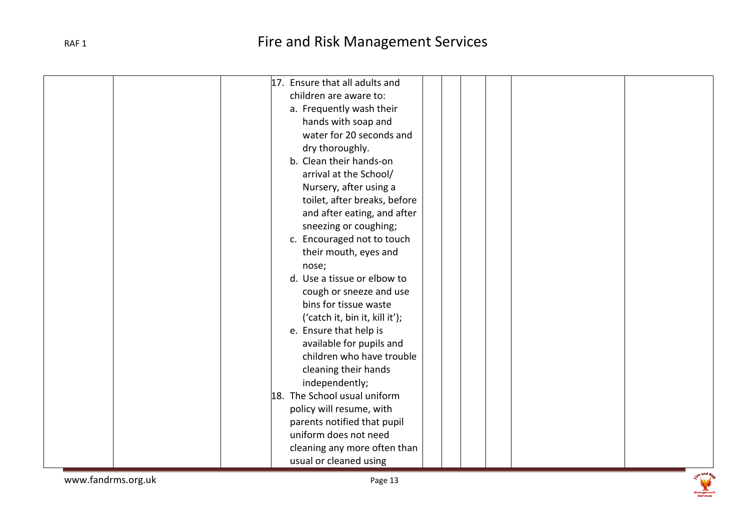| | | | | | | | | |
|---|---|---|---|---|---|---|---|---|
| | | | 17. Ensure that all adults and children are aware to:<br>a. Frequently wash their hands with soap and water for 20 seconds and dry thoroughly.<br>b. Clean their hands-on arrival at the School/ Nursery, after using a toilet, after breaks, before and after eating, and after sneezing or coughing;<br>c. Encouraged not to touch their mouth, eyes and nose;<br>d. Use a tissue or elbow to cough or sneeze and use bins for tissue waste ('catch it, bin it, kill it');<br>e. Ensure that help is available for pupils and children who have trouble cleaning their hands independently;<br>18. The School usual uniform policy will resume, with parents notified that pupil uniform does not need cleaning any more often than usual or cleaned using | | | | | | |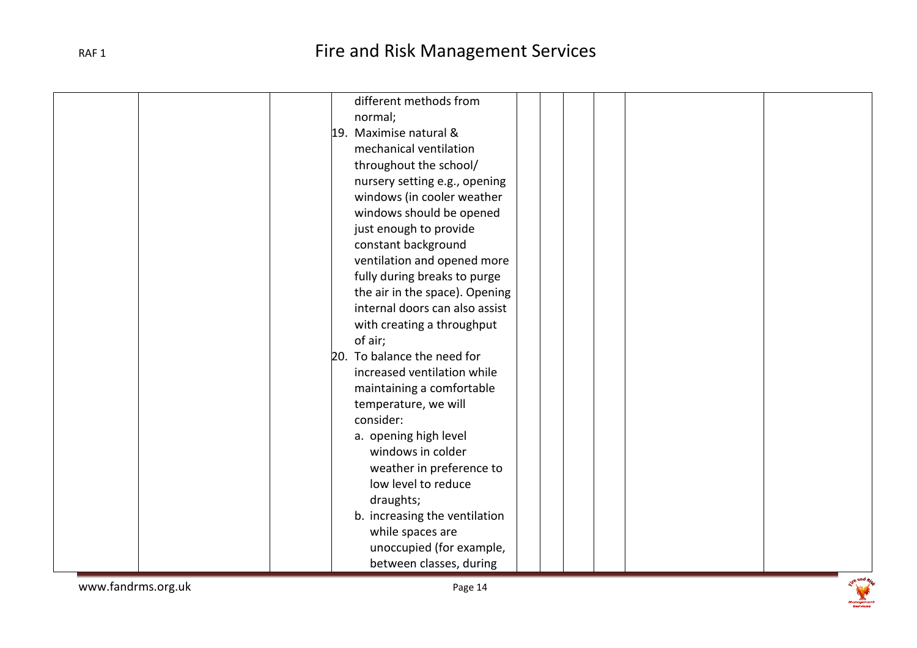|  |  |  | different methods from normal;<br>19. Maximise natural & mechanical ventilation throughout the school/ nursery setting e.g., opening windows (in cooler weather windows should be opened just enough to provide constant background ventilation and opened more fully during breaks to purge the air in the space). Opening internal doors can also assist with creating a throughput of air;<br>20. To balance the need for increased ventilation while maintaining a comfortable temperature, we will consider:<br>a. opening high level windows in colder weather in preference to low level to reduce draughts;<br>b. increasing the ventilation while spaces are unoccupied (for example, between classes, during |  |  |  |  |  |
|---|---|---|---|---|---|---|---|---|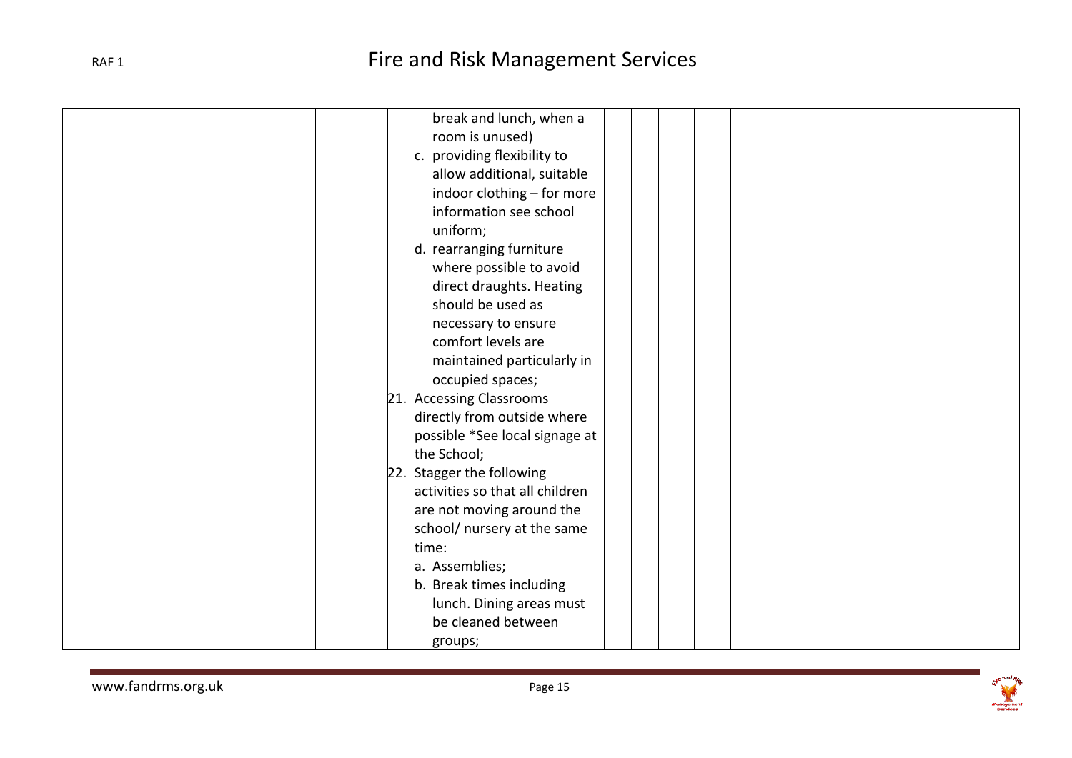| | | | | | | | | | |
|---|---|---|---|---|---|---|---|---|---|
| | | | break and lunch, when a room is unused)<br>c. providing flexibility to allow additional, suitable indoor clothing – for more information see school uniform;<br>d. rearranging furniture where possible to avoid direct draughts. Heating should be used as necessary to ensure comfort levels are maintained particularly in occupied spaces;<br>21. Accessing Classrooms directly from outside where possible *See local signage at the School;<br>22. Stagger the following activities so that all children are not moving around the school/ nursery at the same time:<br>a. Assemblies;<br>b. Break times including lunch. Dining areas must be cleaned between groups; | | | | | | |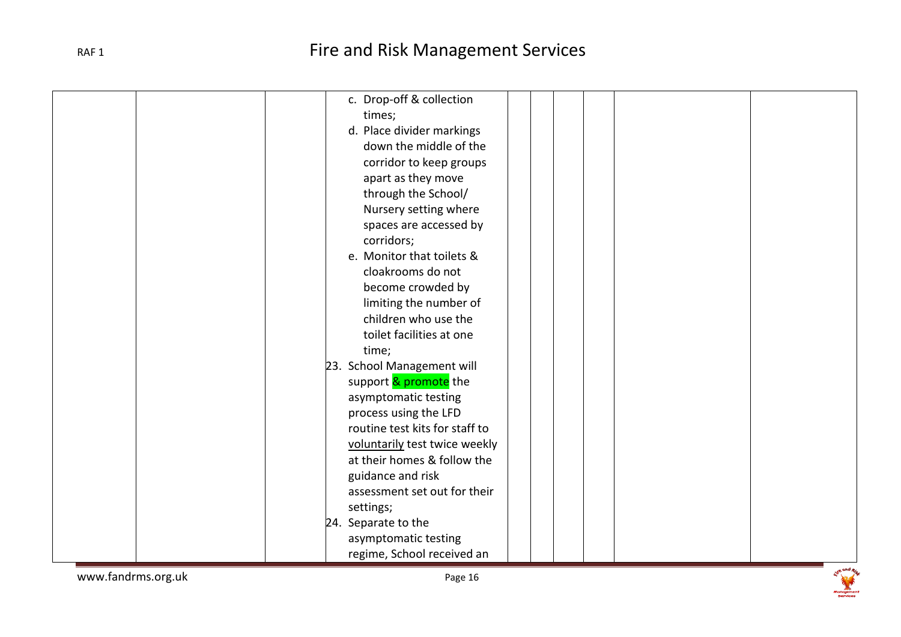|  |  |  | c. Drop-off & collection times;<br>d. Place divider markings down the middle of the corridor to keep groups apart as they move through the School/ Nursery setting where spaces are accessed by corridors;<br>e. Monitor that toilets & cloakrooms do not become crowded by limiting the number of children who use the toilet facilities at one time;<br>23. School Management will support & promote the asymptomatic testing process using the LFD routine test kits for staff to <u>voluntarily</u> test twice weekly at their homes & follow the guidance and risk assessment set out for their settings;<br>24. Separate to the asymptomatic testing regime, School received an |  |  |  |  |  |  |
|---|---|---|---|---|---|---|---|---|---|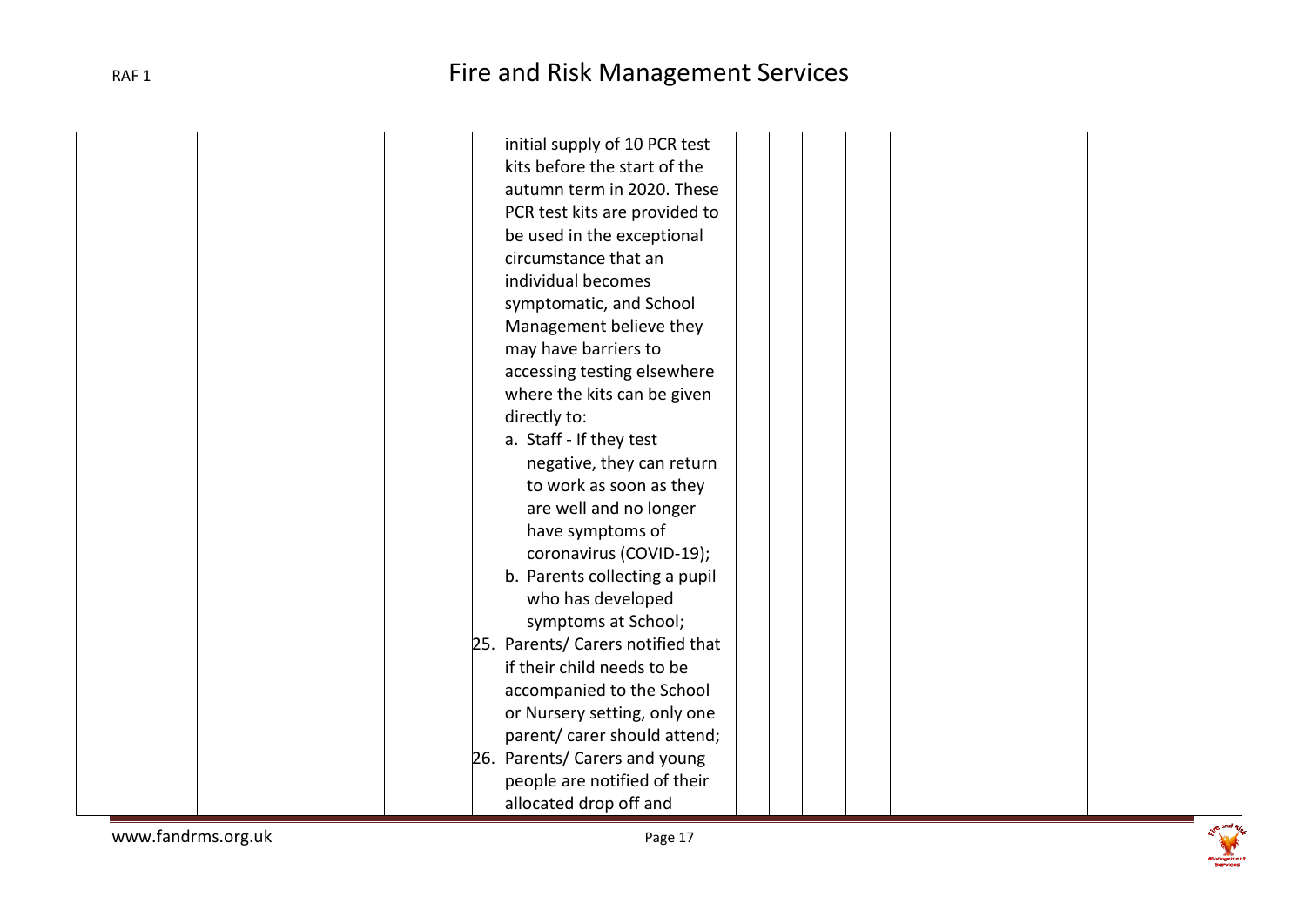|  |  |  | initial supply of 10 PCR test kits before the start of the autumn term in 2020. These PCR test kits are provided to be used in the exceptional circumstance that an individual becomes symptomatic, and School Management believe they may have barriers to accessing testing elsewhere where the kits can be given directly to:<br>a. Staff - If they test negative, they can return to work as soon as they are well and no longer have symptoms of coronavirus (COVID-19);<br>b. Parents collecting a pupil who has developed symptoms at School;<br>25. Parents/ Carers notified that if their child needs to be accompanied to the School or Nursery setting, only one parent/ carer should attend;<br>26. Parents/ Carers and young people are notified of their allocated drop off and |  |  |  |  |  |
|---|---|---|---|---|---|---|---|---|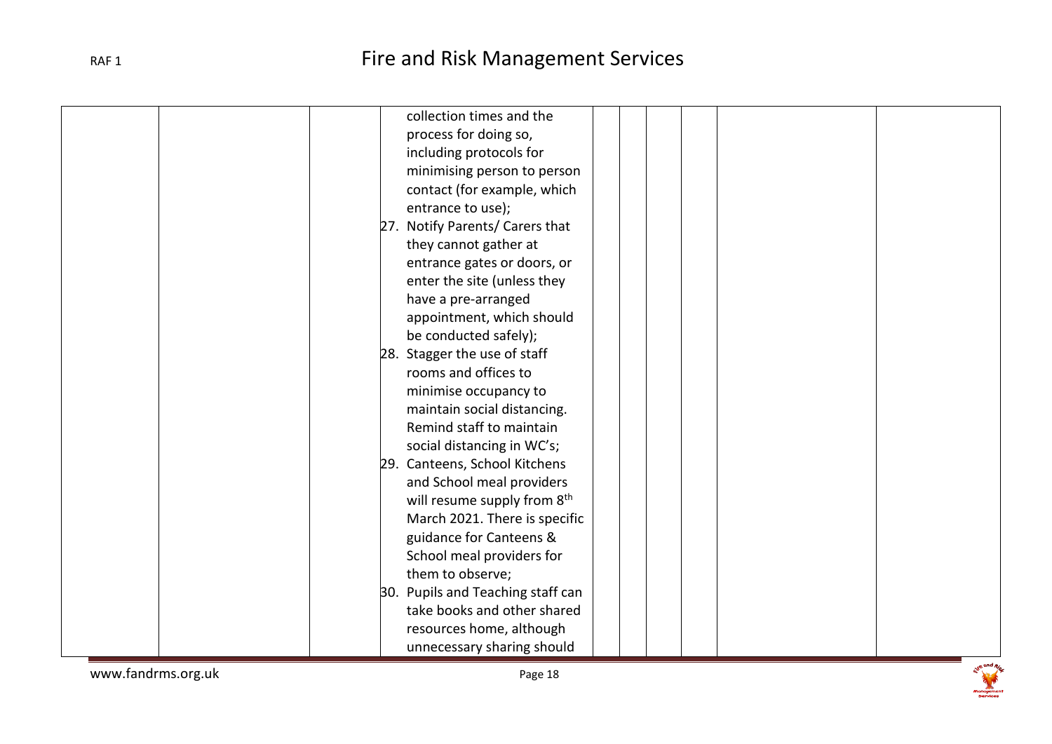| | | | | | | | | | |
|---|---|---|---|---|---|---|---|---|---|
| | | | collection times and the process for doing so, including protocols for minimising person to person contact (for example, which entrance to use);<br>27. Notify Parents/ Carers that they cannot gather at entrance gates or doors, or enter the site (unless they have a pre-arranged appointment, which should be conducted safely);<br>28. Stagger the use of staff rooms and offices to minimise occupancy to maintain social distancing. Remind staff to maintain social distancing in WC's;<br>29. Canteens, School Kitchens and School meal providers will resume supply from 8th March 2021. There is specific guidance for Canteens & School meal providers for them to observe;<br>30. Pupils and Teaching staff can take books and other shared resources home, although unnecessary sharing should | | | | | | |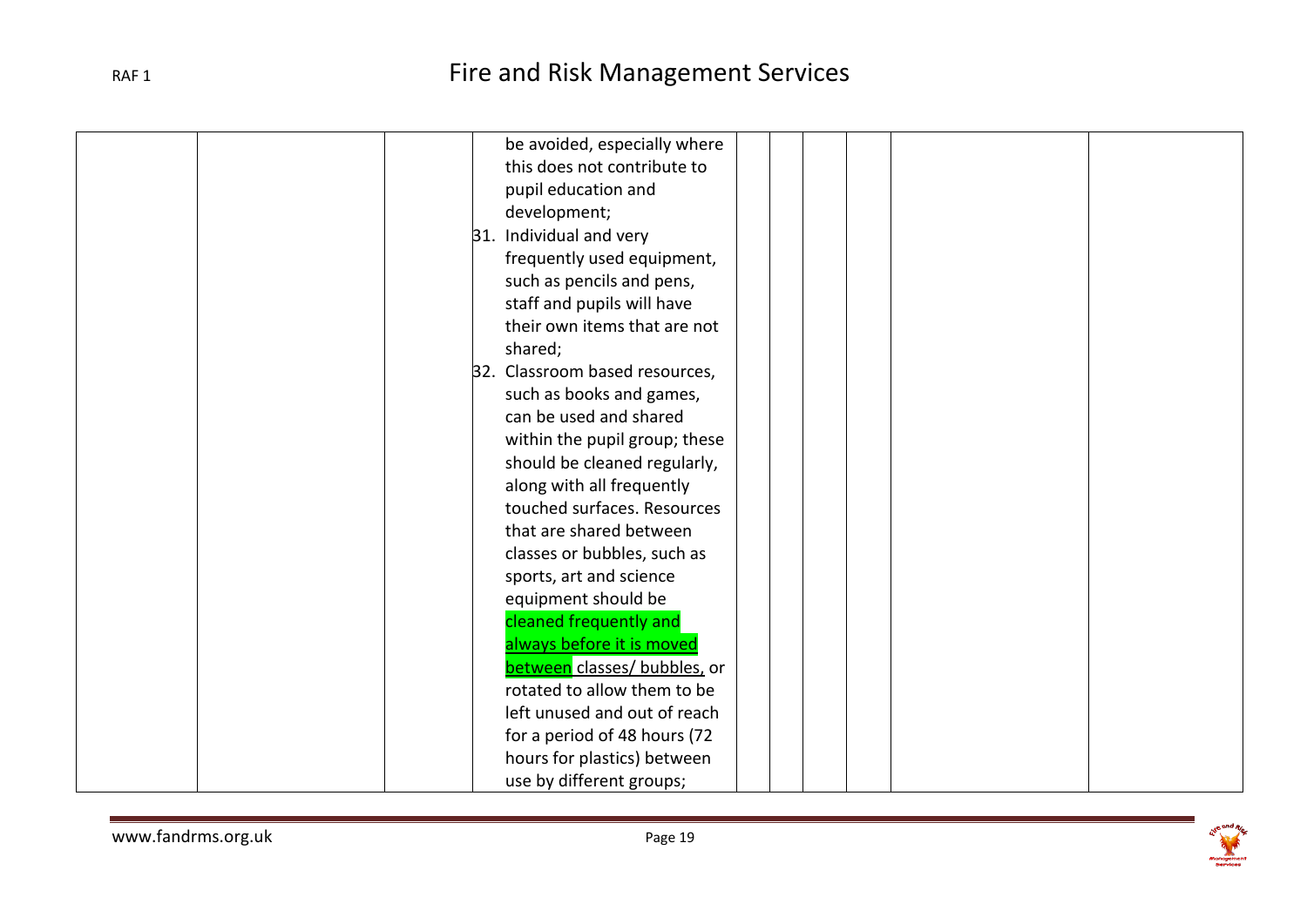| | | | | | | | | | |
|---|---|---|---|---|---|---|---|---|---|
| | | | be avoided, especially where this does not contribute to pupil education and development;<br>31. Individual and very frequently used equipment, such as pencils and pens, staff and pupils will have their own items that are not shared;<br>32. Classroom based resources, such as books and games, can be used and shared within the pupil group; these should be cleaned regularly, along with all frequently touched surfaces. Resources that are shared between classes or bubbles, such as sports, art and science equipment should be cleaned frequently and always before it is moved between classes/ bubbles, or rotated to allow them to be left unused and out of reach for a period of 48 hours (72 hours for plastics) between use by different groups; | | | | | |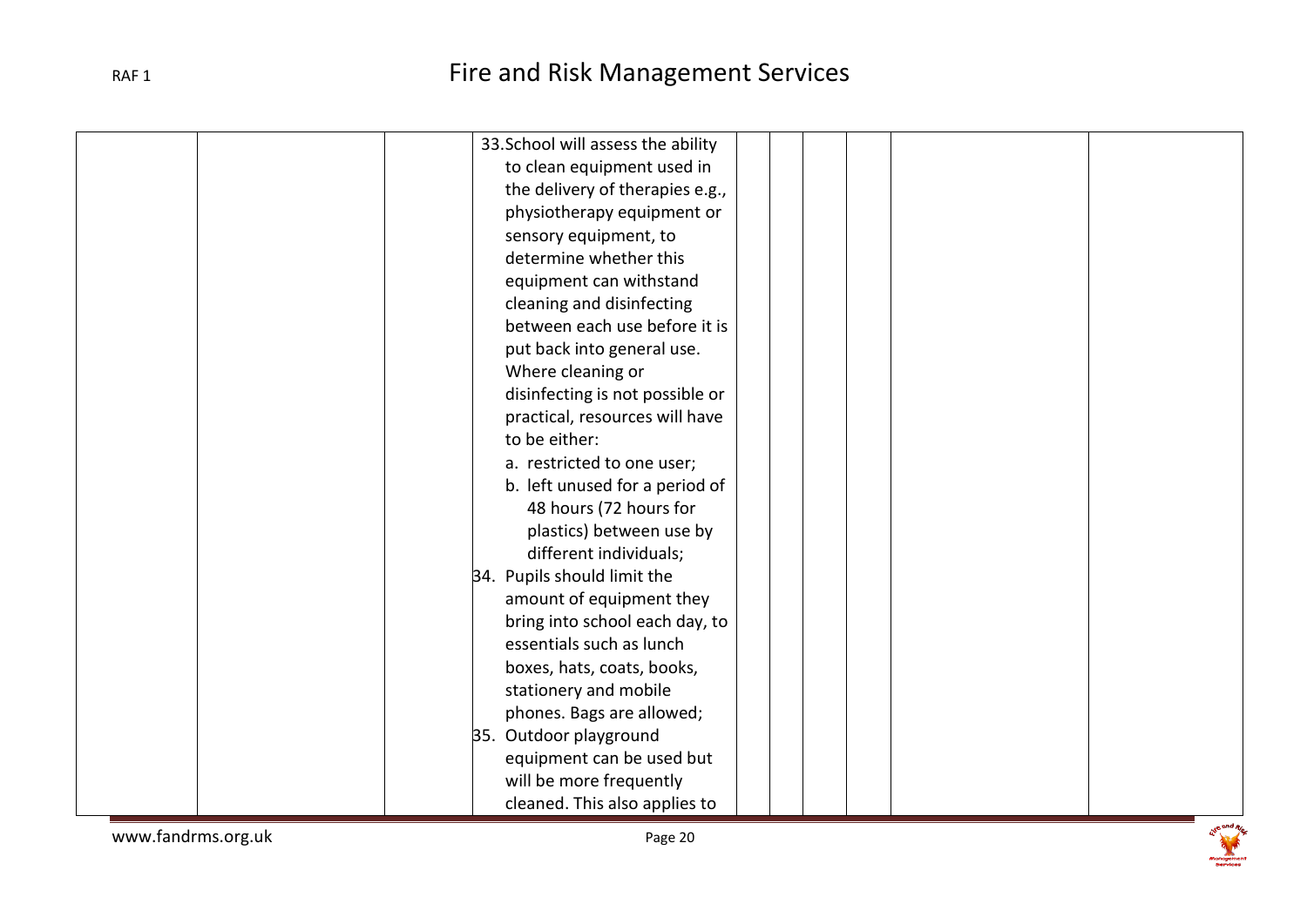|  |  |  | 33. School will assess the ability to clean equipment used in the delivery of therapies e.g., physiotherapy equipment or sensory equipment, to determine whether this equipment can withstand cleaning and disinfecting between each use before it is put back into general use. Where cleaning or disinfecting is not possible or practical, resources will have to be either:<br>a. restricted to one user;<br>b. left unused for a period of 48 hours (72 hours for plastics) between use by different individuals;<br>34. Pupils should limit the amount of equipment they bring into school each day, to essentials such as lunch boxes, hats, coats, books, stationery and mobile phones. Bags are allowed;<br>35. Outdoor playground equipment can be used but will be more frequently cleaned. This also applies to |  |  |  |  |  |
|---|---|---|---|---|---|---|---|---|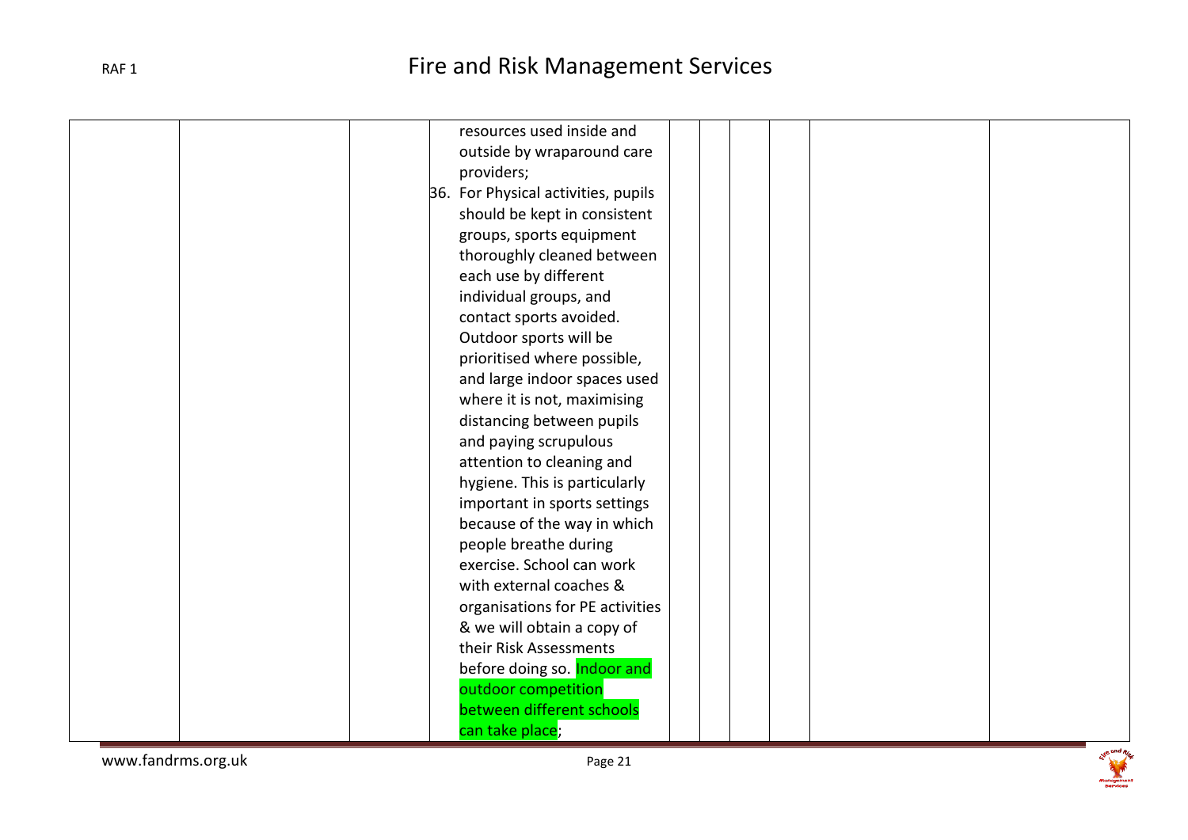|  |  |  | resources used inside and outside by wraparound care providers;<br>36. For Physical activities, pupils should be kept in consistent groups, sports equipment thoroughly cleaned between each use by different individual groups, and contact sports avoided. Outdoor sports will be prioritised where possible, and large indoor spaces used where it is not, maximising distancing between pupils and paying scrupulous attention to cleaning and hygiene. This is particularly important in sports settings because of the way in which people breathe during exercise. School can work with external coaches & organisations for PE activities & we will obtain a copy of their Risk Assessments before doing so. Indoor and outdoor competition between different schools can take place; |  |  |  |  |  |  |
|---|---|---|---|---|---|---|---|---|---|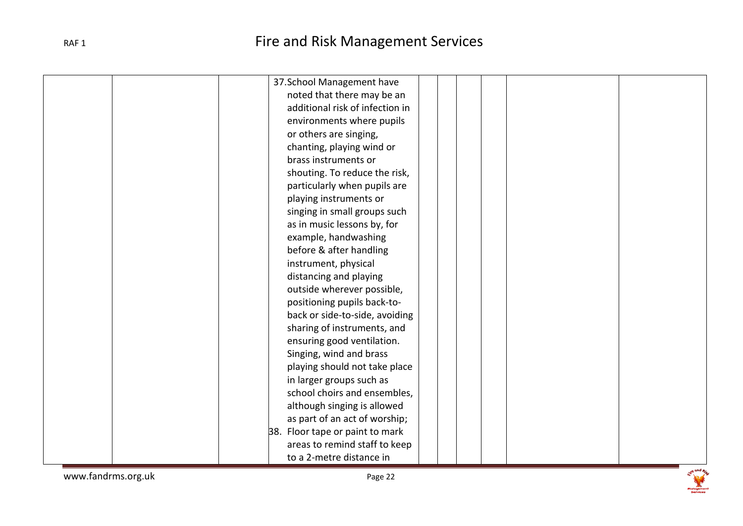| | | | | | | | | |
|---|---|---|---|---|---|---|---|---|
| | | | 37. School Management have noted that there may be an additional risk of infection in environments where pupils or others are singing, chanting, playing wind or brass instruments or shouting. To reduce the risk, particularly when pupils are playing instruments or singing in small groups such as in music lessons by, for example, handwashing before & after handling instrument, physical distancing and playing outside wherever possible, positioning pupils back-to-back or side-to-side, avoiding sharing of instruments, and ensuring good ventilation. Singing, wind and brass playing should not take place in larger groups such as school choirs and ensembles, although singing is allowed as part of an act of worship;<br>38. Floor tape or paint to mark areas to remind staff to keep to a 2-metre distance in | | | | | |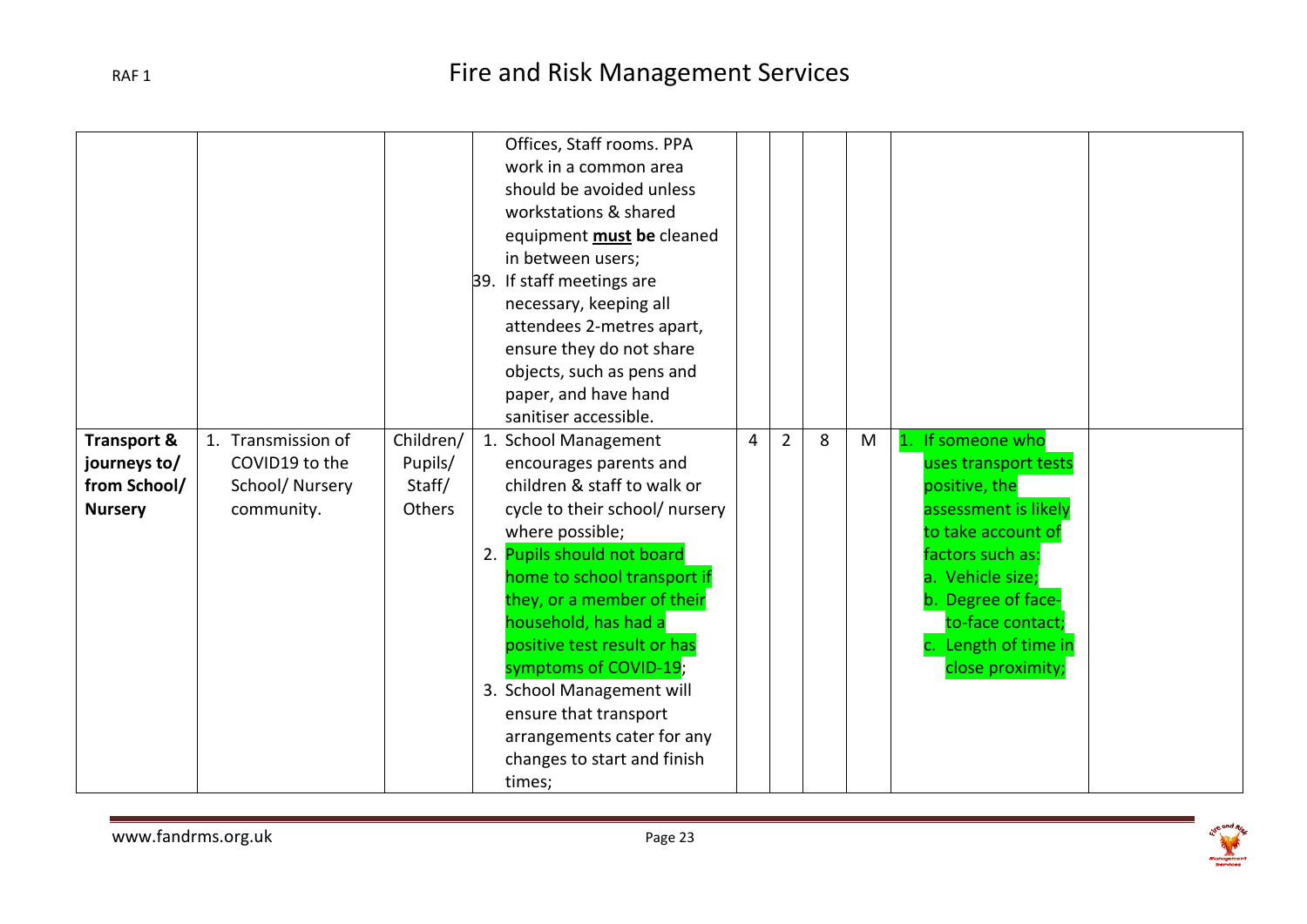| | | | | | | | | | |
|---|---|---|---|---|---|---|---|---|---|
| | | | Offices, Staff rooms. PPA work in a common area should be avoided unless workstations & shared equipment **must be** cleaned in between users;<br>39. If staff meetings are necessary, keeping all attendees 2-metres apart, ensure they do not share objects, such as pens and paper, and have hand sanitiser accessible. | | | | | | |
| **Transport & journeys to/ from School/ Nursery** | 1. Transmission of COVID19 to the School/ Nursery community. | Children/ Pupils/ Staff/ Others | 1. School Management encourages parents and children & staff to walk or cycle to their school/ nursery where possible;<br>2. Pupils should not board home to school transport if they, or a member of their household, has had a positive test result or has symptoms of COVID-19;<br>3. School Management will ensure that transport arrangements cater for any changes to start and finish times; | 4 | 2 | 8 | M | 1. If someone who uses transport tests positive, the assessment is likely to take account of factors such as:<br>a. Vehicle size;<br>b. Degree of face-to-face contact;<br>c. Length of time in close proximity; | |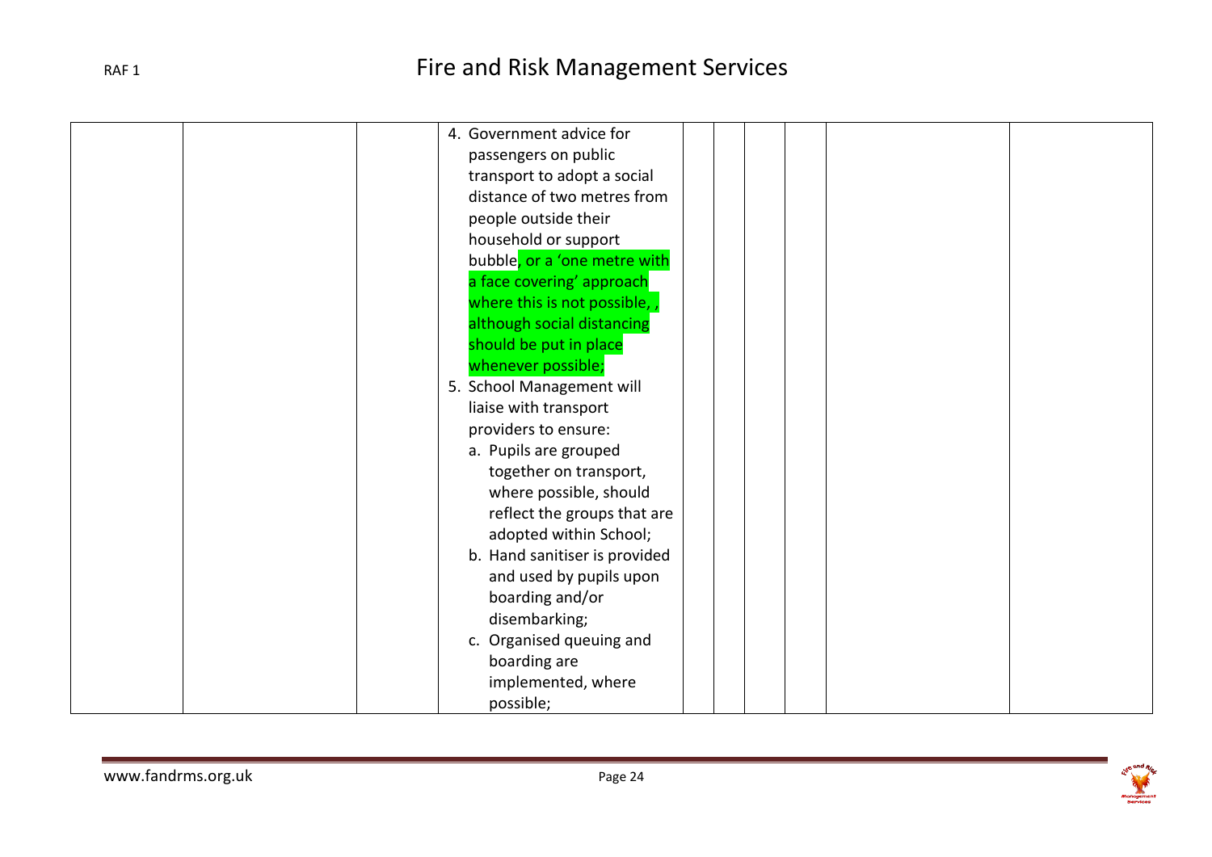|  |  |  | 4. Government advice for passengers on public transport to adopt a social distance of two metres from people outside their household or support bubble, or a 'one metre with a face covering' approach where this is not possible, , although social distancing should be put in place whenever possible;<br>5. School Management will liaise with transport providers to ensure:<br>a. Pupils are grouped together on transport, where possible, should reflect the groups that are adopted within School;<br>b. Hand sanitiser is provided and used by pupils upon boarding and/or disembarking;<br>c. Organised queuing and boarding are implemented, where possible; |  |  |  |  |  |  |
|---|---|---|---|---|---|---|---|---|---|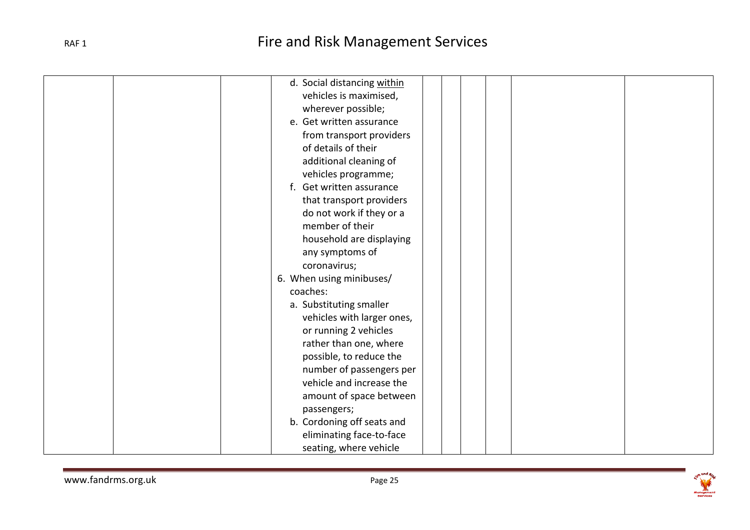|  |  |  |  |  |  |  |  |  |  |
|---|---|---|---|---|---|---|---|---|---|
|  |  |  | d. Social distancing <u>within</u> vehicles is maximised, wherever possible;<br>e. Get written assurance from transport providers of details of their additional cleaning of vehicles programme;<br>f. Get written assurance that transport providers do not work if they or a member of their household are displaying any symptoms of coronavirus;<br>6. When using minibuses/ coaches:<br>a. Substituting smaller vehicles with larger ones, or running 2 vehicles rather than one, where possible, to reduce the number of passengers per vehicle and increase the amount of space between passengers;<br>b. Cordoning off seats and eliminating face-to-face seating, where vehicle |  |  |  |  |  |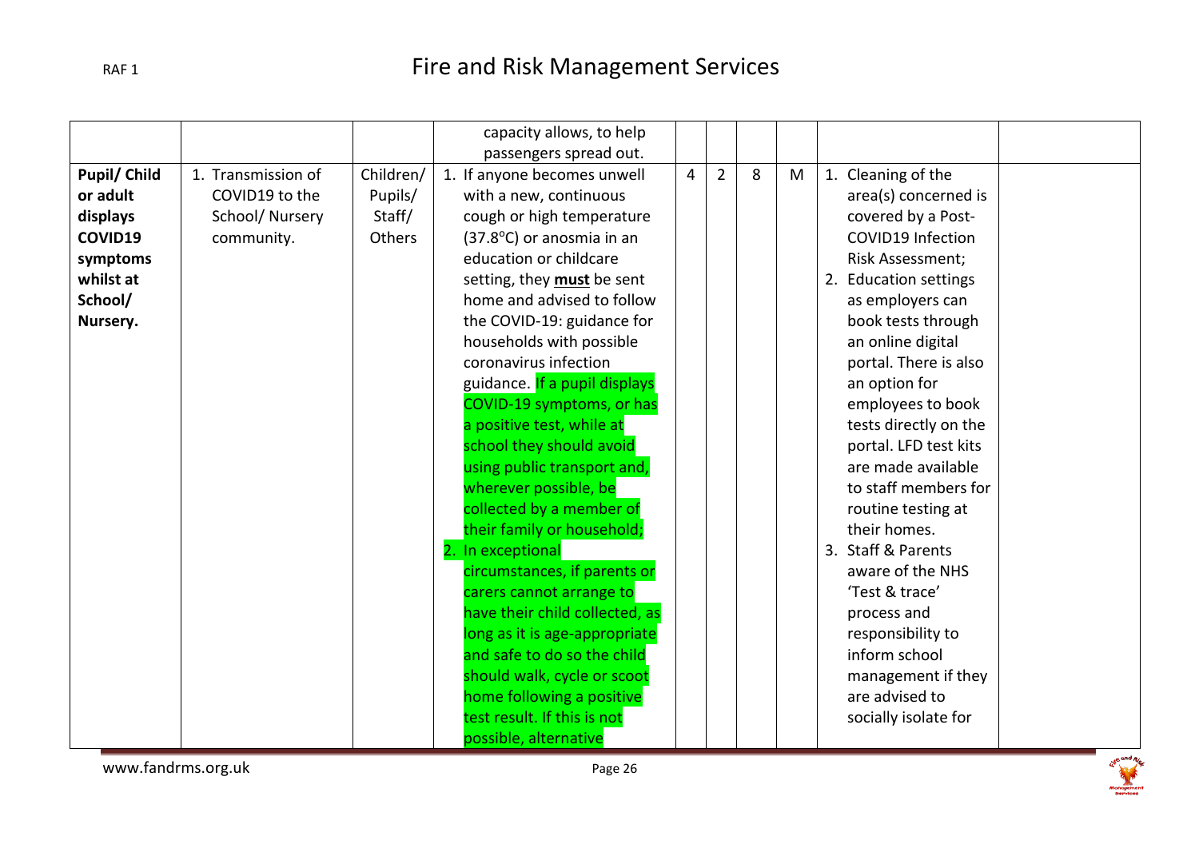| | | | | | | | | | |
|---|---|---|---|---|---|---|---|---|---|
| | | | capacity allows, to help passengers spread out. | | | | | | |
| **Pupil/ Child or adult displays COVID19 symptoms whilst at School/ Nursery.** | 1. Transmission of COVID19 to the School/ Nursery community. | Children/ Pupils/ Staff/ Others | 1. If anyone becomes unwell with a new, continuous cough or high temperature (37.8°C) or anosmia in an education or childcare setting, they **must** be sent home and advised to follow the COVID-19: guidance for households with possible coronavirus infection guidance. If a pupil displays COVID-19 symptoms, or has a positive test, while at school they should avoid using public transport and, wherever possible, be collected by a member of their family or household;<br>2. In exceptional circumstances, if parents or carers cannot arrange to have their child collected, as long as it is age-appropriate and safe to do so the child should walk, cycle or scoot home following a positive test result. If this is not possible, alternative | 4 | 2 | 8 | M | 1. Cleaning of the area(s) concerned is covered by a Post-COVID19 Infection Risk Assessment;<br>2. Education settings as employers can book tests through an online digital portal. There is also an option for employees to book tests directly on the portal. LFD test kits are made available to staff members for routine testing at their homes.<br>3. Staff & Parents aware of the NHS 'Test & trace' process and responsibility to inform school management if they are advised to socially isolate for | |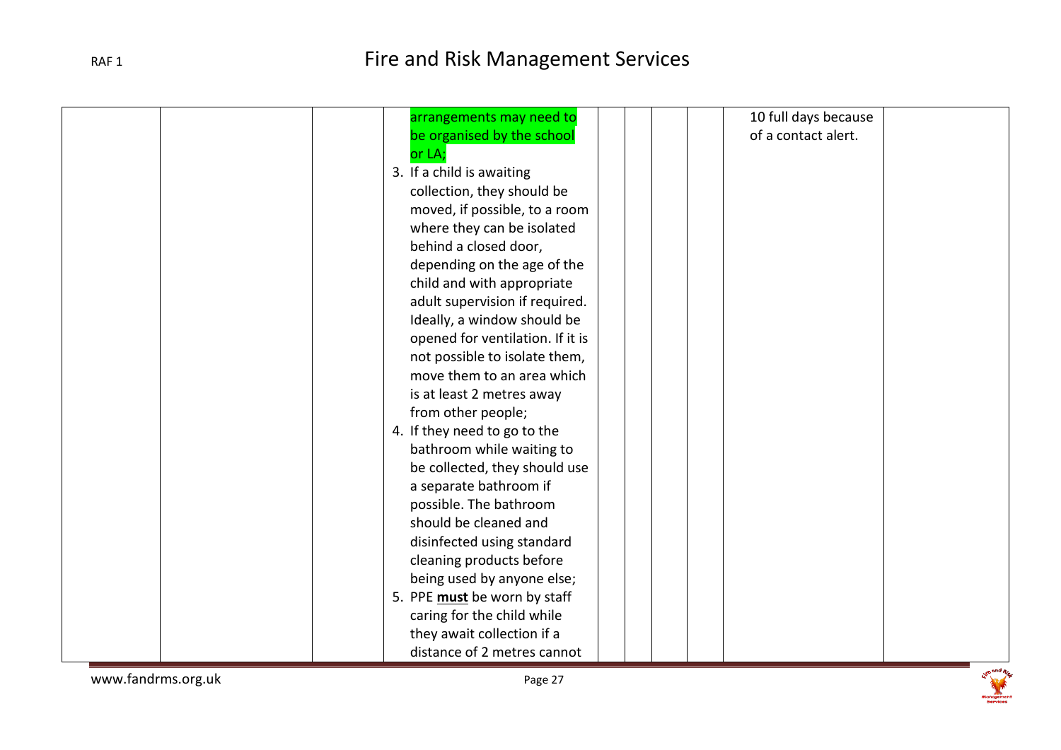|  |  |  |  |  |  |  |  |  |  |
|---|---|---|---|---|---|---|---|---|---|
|  |  |  | arrangements may need to be organised by the school or LA;<br>3. If a child is awaiting collection, they should be moved, if possible, to a room where they can be isolated behind a closed door, depending on the age of the child and with appropriate adult supervision if required. Ideally, a window should be opened for ventilation. If it is not possible to isolate them, move them to an area which is at least 2 metres away from other people;<br>4. If they need to go to the bathroom while waiting to be collected, they should use a separate bathroom if possible. The bathroom should be cleaned and disinfected using standard cleaning products before being used by anyone else;<br>5. PPE **must** be worn by staff caring for the child while they await collection if a distance of 2 metres cannot |  |  |  |  | 10 full days because of a contact alert. |  |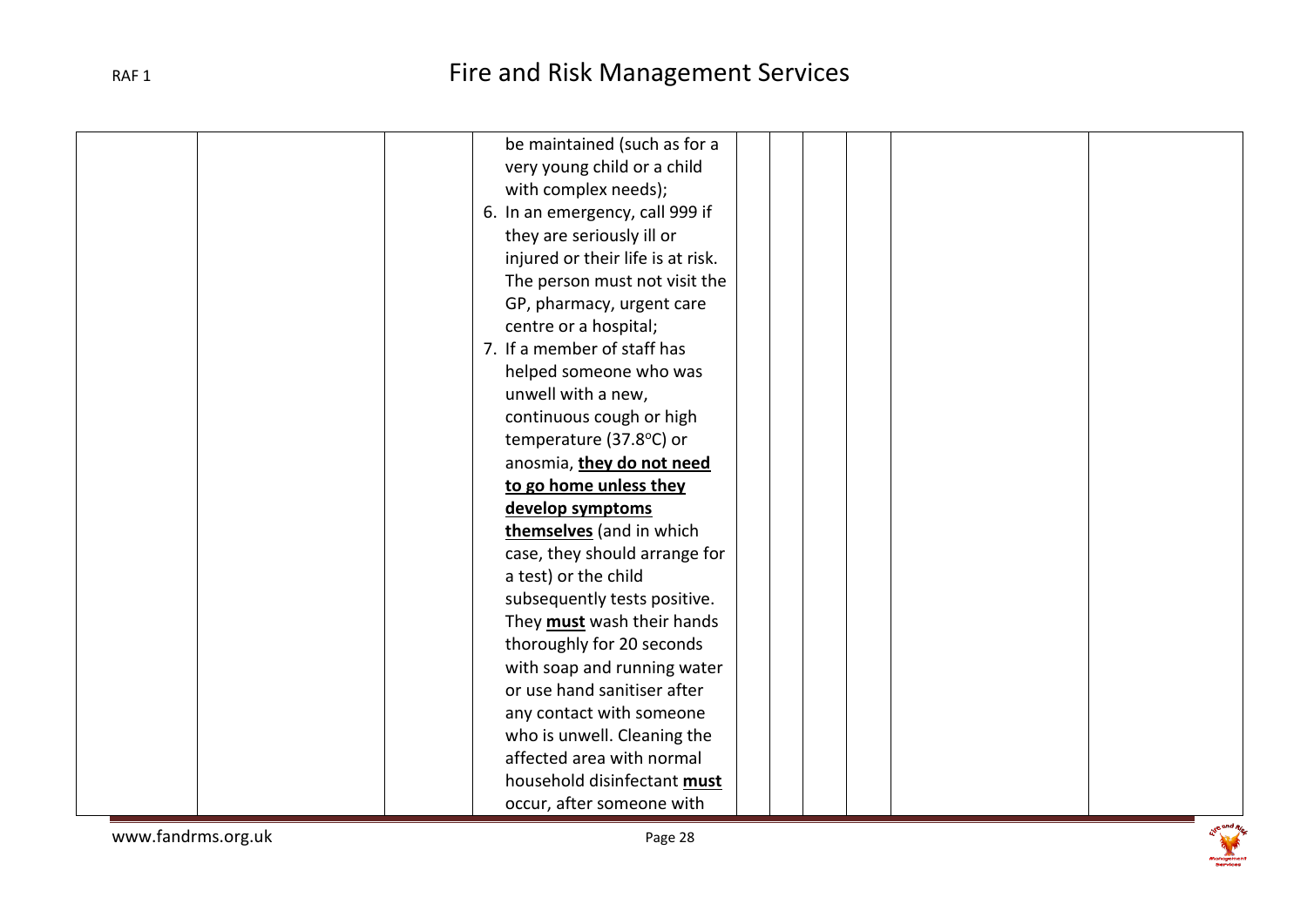|  |  |  | be maintained (such as for a very young child or a child with complex needs);<br>6. In an emergency, call 999 if they are seriously ill or injured or their life is at risk. The person must not visit the GP, pharmacy, urgent care centre or a hospital;<br>7. If a member of staff has helped someone who was unwell with a new, continuous cough or high temperature (37.8°C) or anosmia, <u>**they do not need to go home unless they develop symptoms themselves**</u> (and in which case, they should arrange for a test) or the child subsequently tests positive. They <u>**must**</u> wash their hands thoroughly for 20 seconds with soap and running water or use hand sanitiser after any contact with someone who is unwell. Cleaning the affected area with normal household disinfectant <u>**must**</u> occur, after someone with |  |  |  |  |  |
|---|---|---|---|---|---|---|---|---|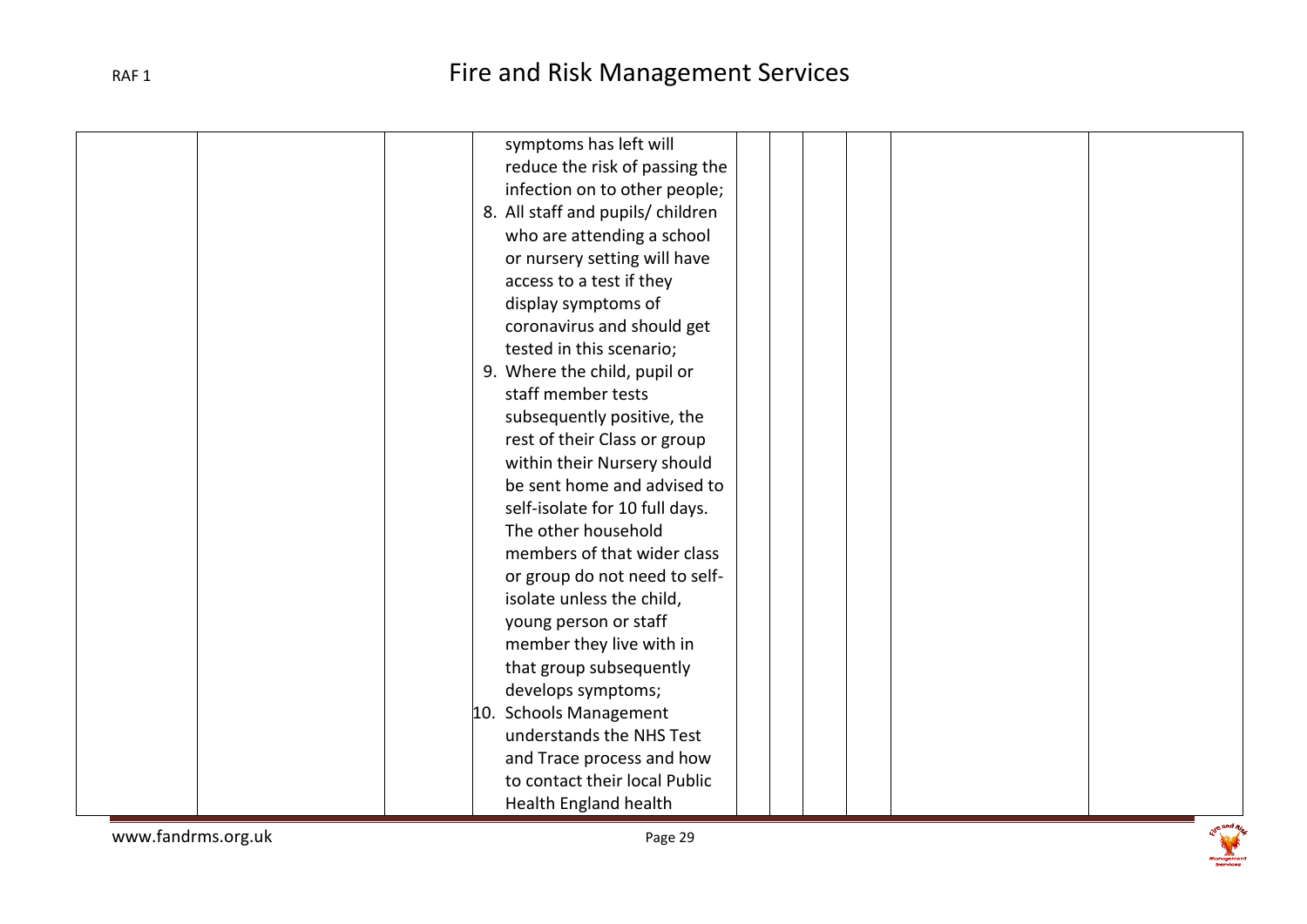|  |  |  | symptoms has left will reduce the risk of passing the infection on to other people;<br>8. All staff and pupils/ children who are attending a school or nursery setting will have access to a test if they display symptoms of coronavirus and should get tested in this scenario;<br>9. Where the child, pupil or staff member tests subsequently positive, the rest of their Class or group within their Nursery should be sent home and advised to self-isolate for 10 full days. The other household members of that wider class or group do not need to self-isolate unless the child, young person or staff member they live with in that group subsequently develops symptoms;<br>10. Schools Management understands the NHS Test and Trace process and how to contact their local Public Health England health |  |  |  |  |  |  |
|---|---|---|---|---|---|---|---|---|---|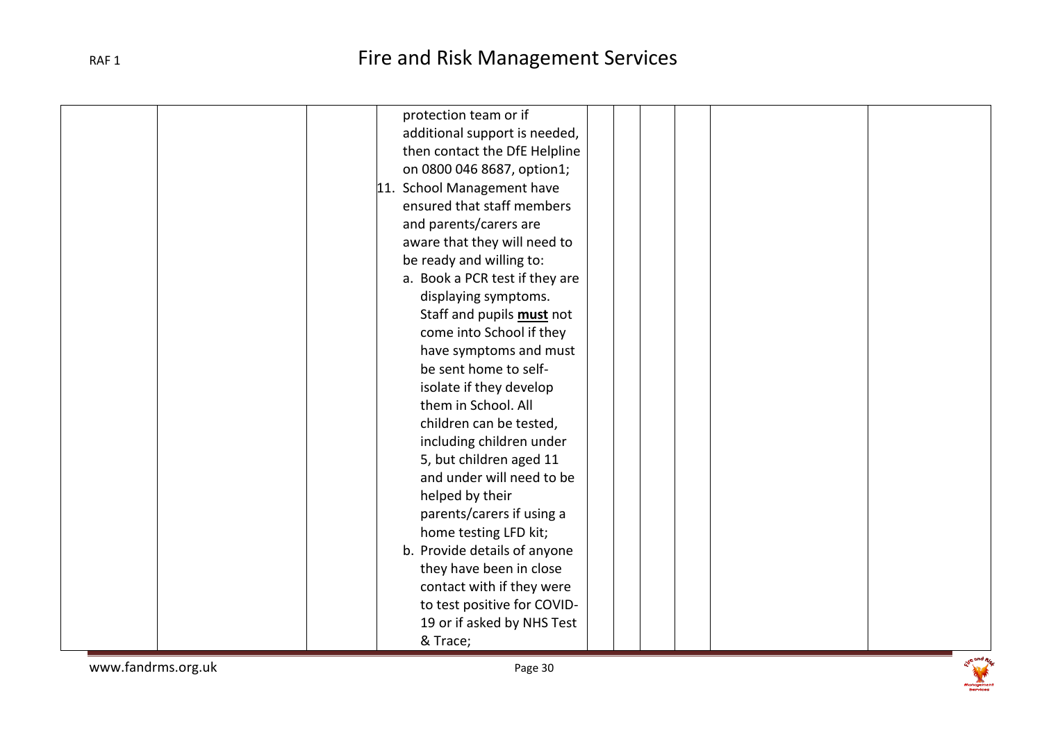|  |  |  | protection team or if additional support is needed, then contact the DfE Helpline on 0800 046 8687, option1;<br>11. School Management have ensured that staff members and parents/carers are aware that they will need to be ready and willing to:<br>a. Book a PCR test if they are displaying symptoms. Staff and pupils **must** not come into School if they have symptoms and must be sent home to self-isolate if they develop them in School. All children can be tested, including children under 5, but children aged 11 and under will need to be helped by their parents/carers if using a home testing LFD kit;<br>b. Provide details of anyone they have been in close contact with if they were to test positive for COVID-19 or if asked by NHS Test & Trace; |  |  |  |  |  |  |
|---|---|---|---|---|---|---|---|---|---|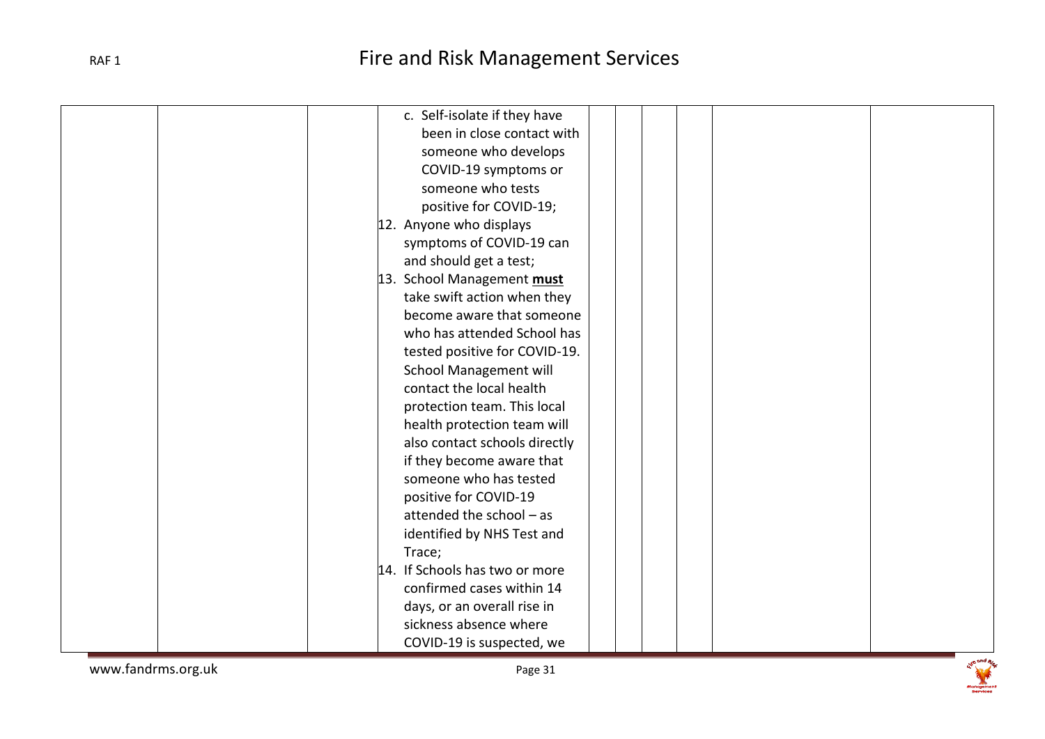| | | | | | | | | |
|---|---|---|---|---|---|---|---|---|
| | | | c. Self-isolate if they have been in close contact with someone who develops COVID-19 symptoms or someone who tests positive for COVID-19;<br>12. Anyone who displays symptoms of COVID-19 can and should get a test;<br>13. School Management **must** take swift action when they become aware that someone who has attended School has tested positive for COVID-19. School Management will contact the local health protection team. This local health protection team will also contact schools directly if they become aware that someone who has tested positive for COVID-19 attended the school – as identified by NHS Test and Trace;<br>14. If Schools has two or more confirmed cases within 14 days, or an overall rise in sickness absence where COVID-19 is suspected, we | | | | | |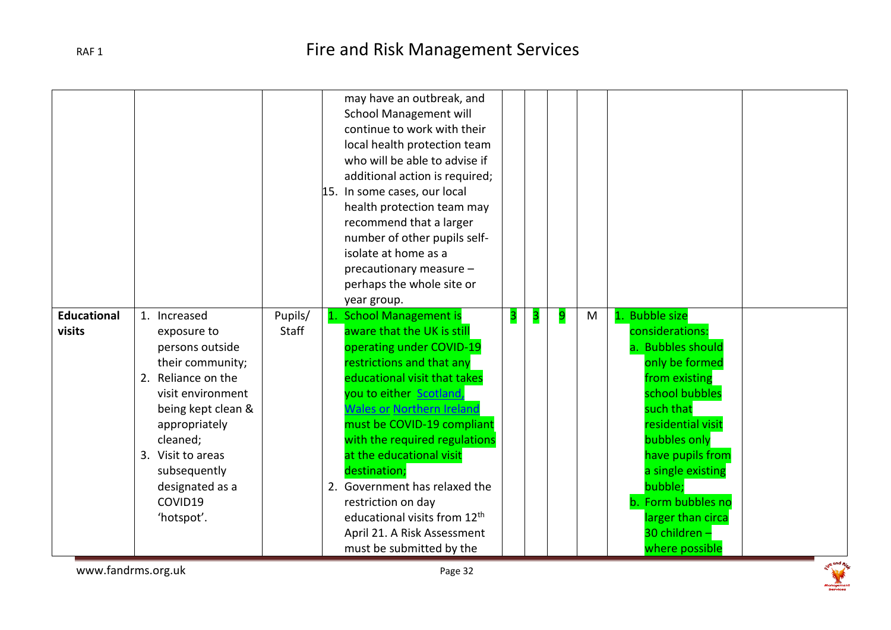| | | | | | | | | | |
|---|---|---|---|---|---|---|---|---|---|
| | | | may have an outbreak, and School Management will continue to work with their local health protection team who will be able to advise if additional action is required;<br>15. In some cases, our local health protection team may recommend that a larger number of other pupils self-isolate at home as a precautionary measure – perhaps the whole site or year group. | | | | | | |
| **Educational visits** | 1. Increased exposure to persons outside their community;<br>2. Reliance on the visit environment being kept clean & appropriately cleaned;<br>3. Visit to areas subsequently designated as a COVID19 'hotspot'. | Pupils/ Staff | 1. School Management is aware that the UK is still operating under COVID-19 restrictions and that any educational visit that takes you to either [Scotland](), [Wales or]() [Northern Ireland]() must be COVID-19 compliant with the required regulations at the educational visit destination;<br>2. Government has relaxed the restriction on day educational visits from 12th April 21. A Risk Assessment must be submitted by the | 3 | 3 | 9 | M | 1. Bubble size considerations:<br>a. Bubbles should only be formed from existing school bubbles such that residential visit bubbles only have pupils from a single existing bubble;<br>b. Form bubbles no larger than circa 30 children – where possible | |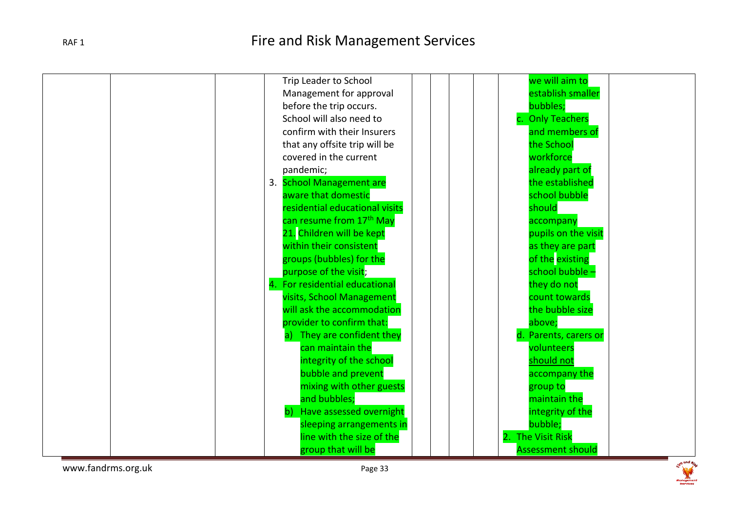| | | | | | | | | | |
|---|---|---|---|---|---|---|---|---|---|
| | | | Trip Leader to School Management for approval before the trip occurs. School will also need to confirm with their Insurers that any offsite trip will be covered in the current pandemic;<br>3. School Management are aware that domestic residential educational visits can resume from 17th May 21. Children will be kept within their consistent groups (bubbles) for the purpose of the visit;<br>4. For residential educational visits, School Management will ask the accommodation provider to confirm that:<br>a) They are confident they can maintain the integrity of the school bubble and prevent mixing with other guests and bubbles;<br>b) Have assessed overnight sleeping arrangements in line with the size of the group that will be | | | | | we will aim to establish smaller bubbles;<br>c. Only Teachers and members of the School workforce already part of the established school bubble should accompany pupils on the visit as they are part of the existing school bubble – they do not count towards the bubble size above;<br>d. Parents, carers or volunteers <u>should not</u> accompany the group to maintain the integrity of the bubble;<br>2. The Visit Risk Assessment should | |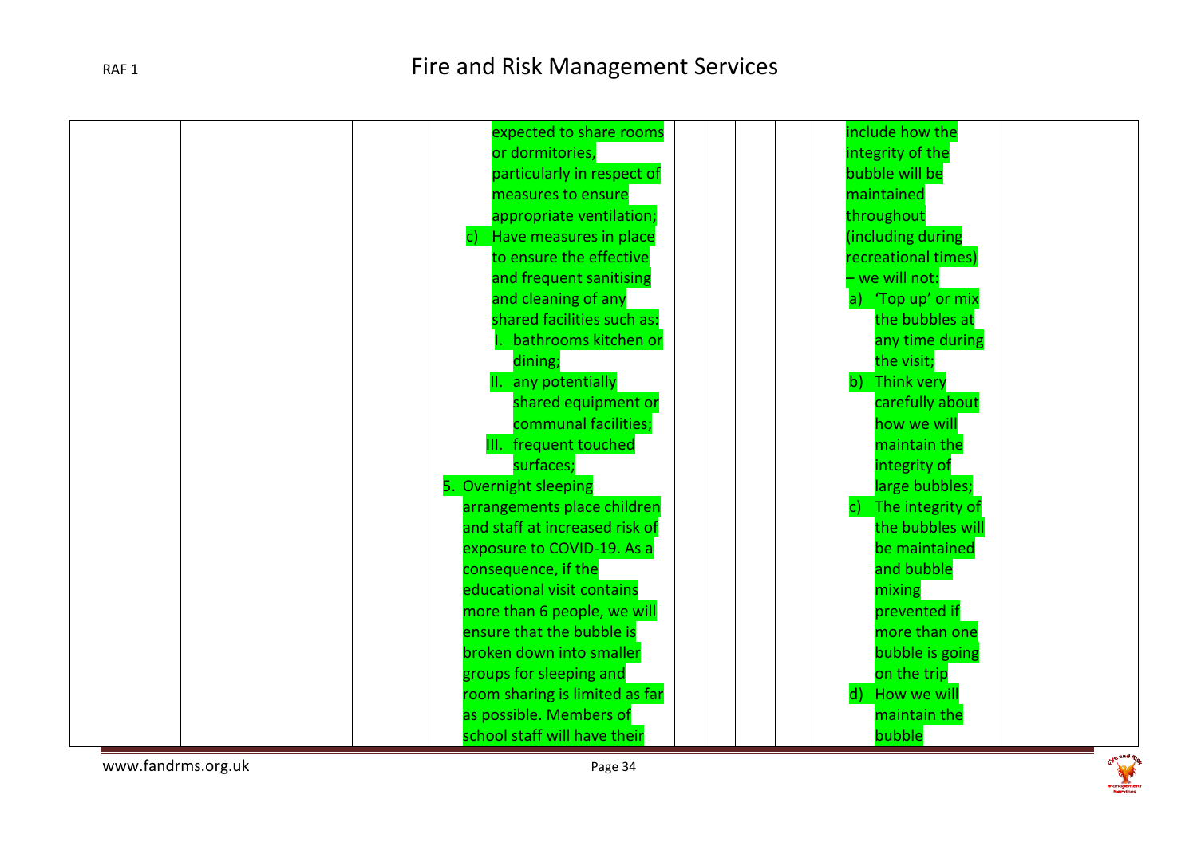|  |  |  | expected to share rooms or dormitories, particularly in respect of measures to ensure appropriate ventilation;<br>c) Have measures in place to ensure the effective and frequent sanitising and cleaning of any shared facilities such as:<br>I. bathrooms kitchen or dining;<br>II. any potentially shared equipment or communal facilities;<br>III. frequent touched surfaces;<br>5. Overnight sleeping arrangements place children and staff at increased risk of exposure to COVID-19. As a consequence, if the educational visit contains more than 6 people, we will ensure that the bubble is broken down into smaller groups for sleeping and room sharing is limited as far as possible. Members of school staff will have their |  |  |  |  | include how the integrity of the bubble will be maintained throughout (including during recreational times) – we will not:<br>a) 'Top up' or mix the bubbles at any time during the visit;<br>b) Think very carefully about how we will maintain the integrity of large bubbles;<br>c) The integrity of the bubbles will be maintained and bubble mixing prevented if more than one bubble is going on the trip<br>d) How we will maintain the bubble |  |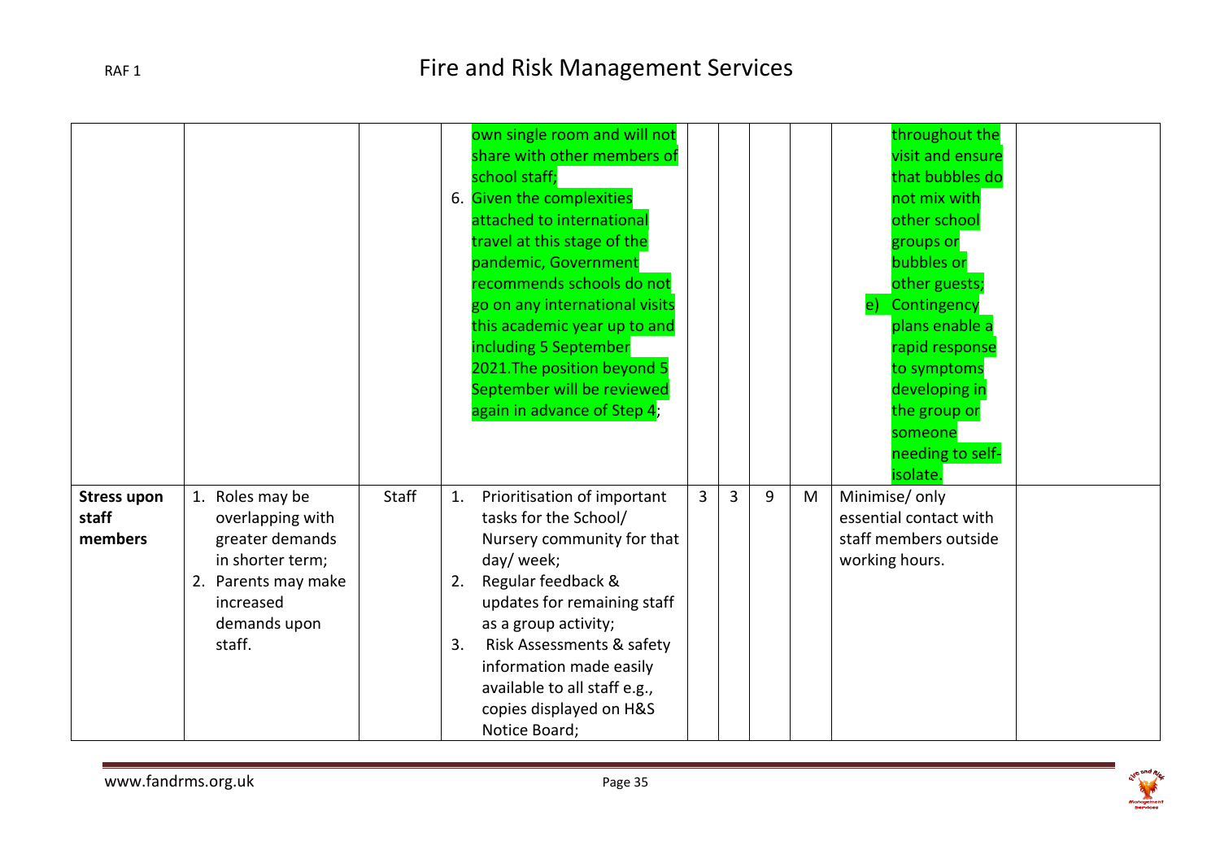| | | | | | | | | | |
|---|---|---|---|---|---|---|---|---|---|
| | | | own single room and will not share with other members of school staff;<br>6. Given the complexities attached to international travel at this stage of the pandemic, Government recommends schools do not go on any international visits this academic year up to and including 5 September 2021.The position beyond 5 September will be reviewed again in advance of Step 4; | | | | | throughout the visit and ensure that bubbles do not mix with other school groups or bubbles or other guests;<br>e) Contingency plans enable a rapid response to symptoms developing in the group or someone needing to self-isolate. | |
| **Stress upon staff members** | 1. Roles may be overlapping with greater demands in shorter term;<br>2. Parents may make increased demands upon staff. | Staff | 1. Prioritisation of important tasks for the School/ Nursery community for that day/ week;<br>2. Regular feedback & updates for remaining staff as a group activity;<br>3. Risk Assessments & safety information made easily available to all staff e.g., copies displayed on H&S Notice Board; | 3 | 3 | 9 | M | Minimise/ only essential contact with staff members outside working hours. | |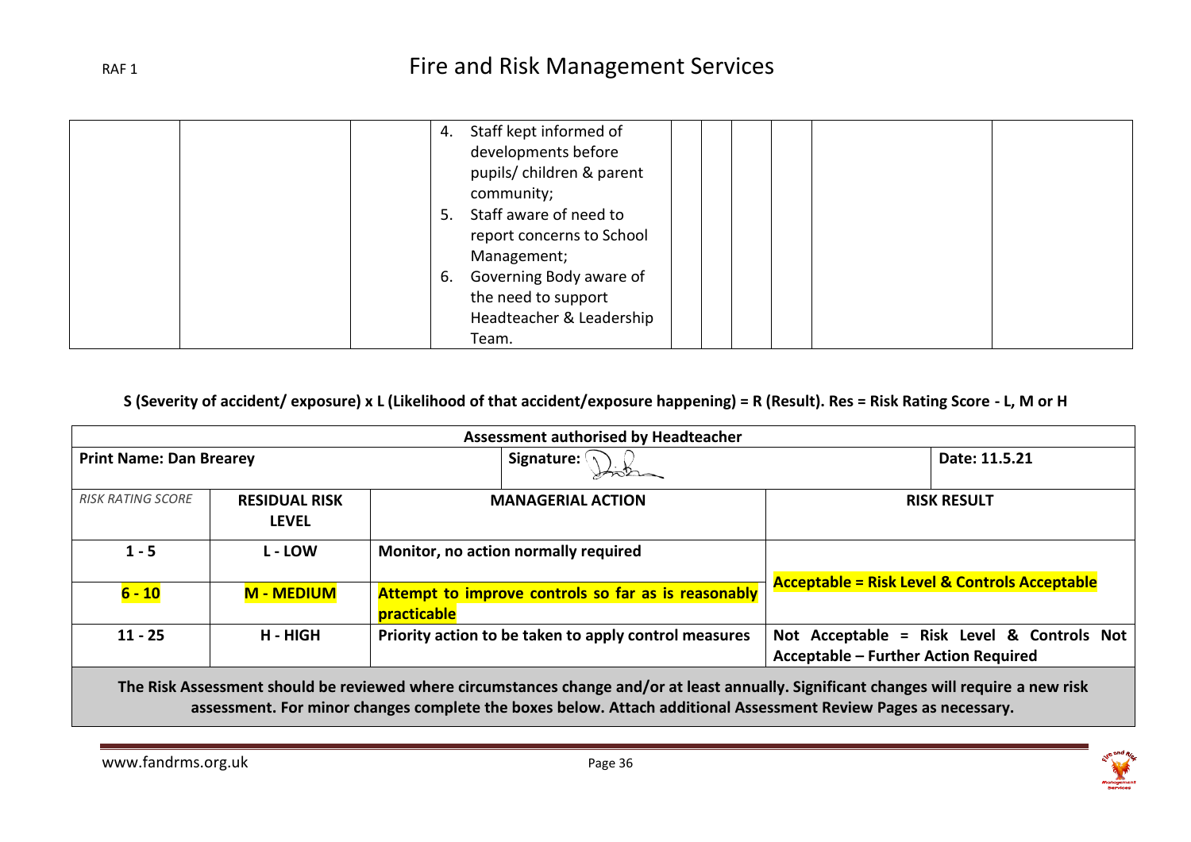| | | | | | | | | | |
|---|---|---|---|---|---|---|---|---|---|
| | | | 4. Staff kept informed of developments before pupils/ children & parent community;<br>5. Staff aware of need to report concerns to School Management;<br>6. Governing Body aware of the need to support Headteacher & Leadership Team. | | | | | | |

**S (Severity of accident/ exposure) x L (Likelihood of that accident/exposure happening) = R (Result). Res = Risk Rating Score - L, M or H**

| **Assessment authorised by Headteacher** | | | |
|---|---|---|---|
| **Print Name: Dan Brearey** | | **Signature:** | **Date: 11.5.21** |

| *RISK RATING SCORE* | **RESIDUAL RISK LEVEL** | **MANAGERIAL ACTION** | **RISK RESULT** |
|---|---|---|---|
| **1 - 5** | **L - LOW** | **Monitor, no action normally required** | **Acceptable = Risk Level & Controls Acceptable** |
| **6 - 10** | **M - MEDIUM** | **Attempt to improve controls so far as is reasonably practicable** | |
| **11 - 25** | **H - HIGH** | **Priority action to be taken to apply control measures** | **Not Acceptable = Risk Level & Controls Not Acceptable – Further Action Required** |

**The Risk Assessment should be reviewed where circumstances change and/or at least annually. Significant changes will require a new risk assessment. For minor changes complete the boxes below. Attach additional Assessment Review Pages as necessary.**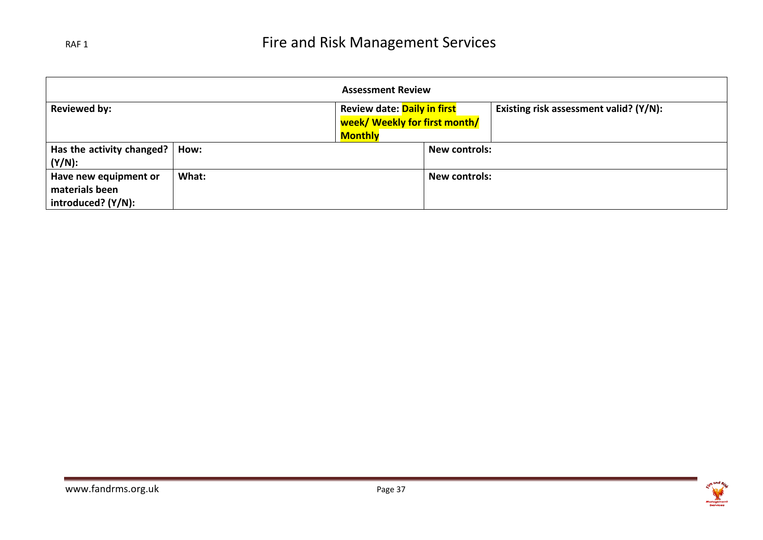| Assessment Review | | | | |
|---|---|---|---|---|
| **Reviewed by:** | | **Review date:** **Daily in first week/ Weekly for first month/ Monthly** | | **Existing risk assessment valid? (Y/N):** |
| **Has the activity changed? (Y/N):** | **How:** | | **New controls:** | |
| **Have new equipment or materials been introduced? (Y/N):** | **What:** | | **New controls:** | |